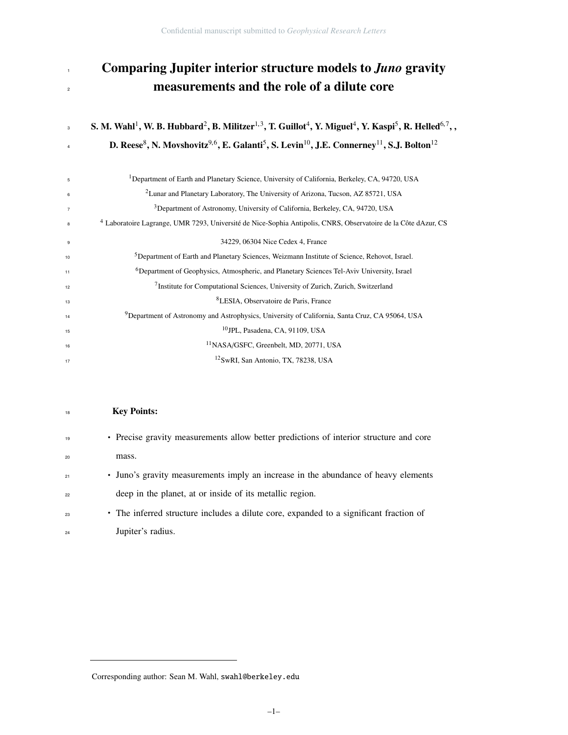# Comparing Jupiter interior structure models to *Juno* gravity measurements and the role of a dilute core

**S. M. Wahl[1], W. B. Hubbard[2], B. Militzer[1,3], T. Guillot[4], Y. Miguel[4], Y. Kaspi[5], R. Helled[6,7], , D. Reese[8], N. Movshovitz[9,6], E. Galanti[5], S. Levin[10], J.E. Connerney[11], S.J. Bolton[12]**

[1]Department of Earth and Planetary Science, University of California, Berkeley, CA, 94720, USA

[2]Lunar and Planetary Laboratory, The University of Arizona, Tucson, AZ 85721, USA

[3]Department of Astronomy, University of California, Berkeley, CA, 94720, USA

[4] Laboratoire Lagrange, UMR 7293, Université de Nice-Sophia Antipolis, CNRS, Observatoire de la Côte dAzur, CS 34229, 06304 Nice Cedex 4, France

[5]Department of Earth and Planetary Sciences, Weizmann Institute of Science, Rehovot, Israel.

[6]Department of Geophysics, Atmospheric, and Planetary Sciences Tel-Aviv University, Israel

[7]Institute for Computational Sciences, University of Zurich, Zurich, Switzerland

[8]LESIA, Observatoire de Paris, France

[9]Department of Astronomy and Astrophysics, University of California, Santa Cruz, CA 95064, USA

[10]JPL, Pasadena, CA, 91109, USA

[11]NASA/GSFC, Greenbelt, MD, 20771, USA

[12]SwRI, San Antonio, TX, 78238, USA

**Key Points:**

- Precise gravity measurements allow better predictions of interior structure and core mass.
- Juno's gravity measurements imply an increase in the abundance of heavy elements deep in the planet, at or inside of its metallic region.
- The inferred structure includes a dilute core, expanded to a significant fraction of Jupiter's radius.

Corresponding author: Sean M. Wahl, swahl@berkeley.edu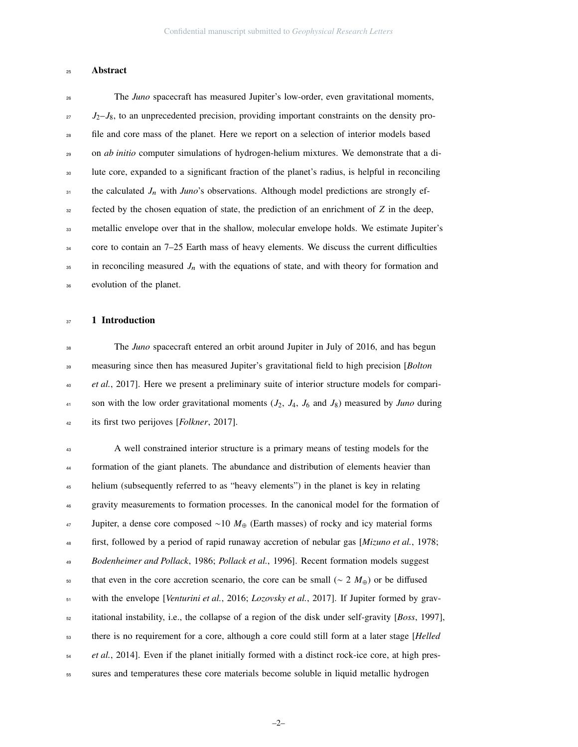## Abstract

The *Juno* spacecraft has measured Jupiter's low-order, even gravitational moments, $J_2$–$J_8$, to an unprecedented precision, providing important constraints on the density profile and core mass of the planet. Here we report on a selection of interior models based on *ab initio* computer simulations of hydrogen-helium mixtures. We demonstrate that a dilute core, expanded to a significant fraction of the planet's radius, is helpful in reconciling the calculated $J_n$ with *Juno*'s observations. Although model predictions are strongly effected by the chosen equation of state, the prediction of an enrichment of $Z$ in the deep, metallic envelope over that in the shallow, molecular envelope holds. We estimate Jupiter's core to contain an 7–25 Earth mass of heavy elements. We discuss the current difficulties in reconciling measured $J_n$ with the equations of state, and with theory for formation and evolution of the planet.

## 1 Introduction

The *Juno* spacecraft entered an orbit around Jupiter in July of 2016, and has begun measuring since then has measured Jupiter's gravitational field to high precision [*Bolton et al.*, 2017]. Here we present a preliminary suite of interior structure models for comparison with the low order gravitational moments ($J_2$, $J_4$, $J_6$ and $J_8$) measured by *Juno* during its first two perijoves [*Folkner*, 2017].

A well constrained interior structure is a primary means of testing models for the formation of the giant planets. The abundance and distribution of elements heavier than helium (subsequently referred to as "heavy elements") in the planet is key in relating gravity measurements to formation processes. In the canonical model for the formation of Jupiter, a dense core composed ~10 $M_\oplus$ (Earth masses) of rocky and icy material forms first, followed by a period of rapid runaway accretion of nebular gas [*Mizuno et al.*, 1978; *Bodenheimer and Pollack*, 1986; *Pollack et al.*, 1996]. Recent formation models suggest that even in the core accretion scenario, the core can be small (~ 2 $M_\oplus$) or be diffused with the envelope [*Venturini et al.*, 2016; *Lozovsky et al.*, 2017]. If Jupiter formed by gravitational instability, i.e., the collapse of a region of the disk under self-gravity [*Boss*, 1997], there is no requirement for a core, although a core could still form at a later stage [*Helled et al.*, 2014]. Even if the planet initially formed with a distinct rock-ice core, at high pressures and temperatures these core materials become soluble in liquid metallic hydrogen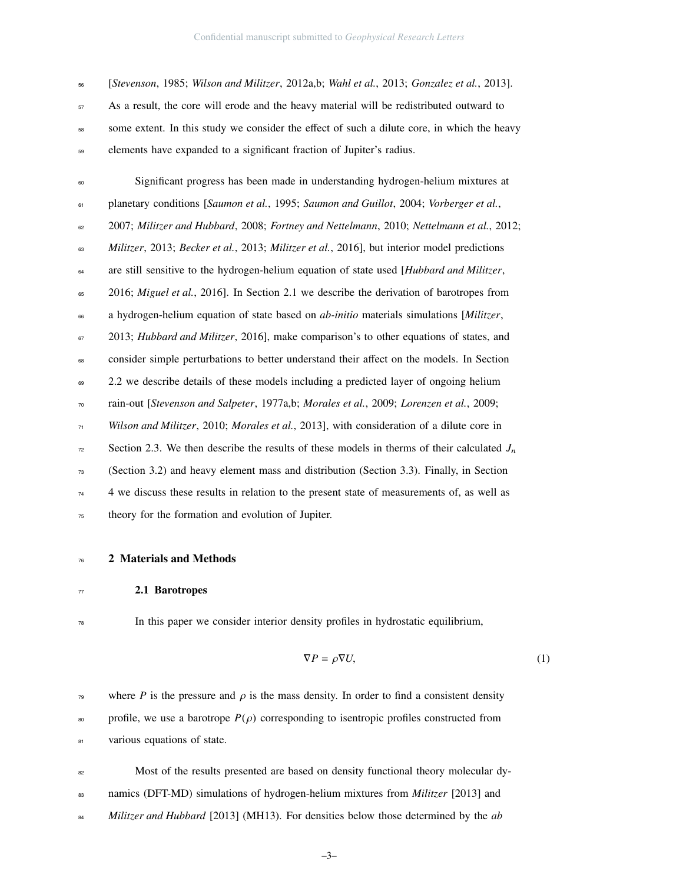[*Stevenson*, 1985; *Wilson and Militzer*, 2012a,b; *Wahl et al.*, 2013; *Gonzalez et al.*, 2013]. As a result, the core will erode and the heavy material will be redistributed outward to some extent. In this study we consider the effect of such a dilute core, in which the heavy elements have expanded to a significant fraction of Jupiter's radius.

Significant progress has been made in understanding hydrogen-helium mixtures at planetary conditions [*Saumon et al.*, 1995; *Saumon and Guillot*, 2004; *Vorberger et al.*, 2007; *Militzer and Hubbard*, 2008; *Fortney and Nettelmann*, 2010; *Nettelmann et al.*, 2012; *Militzer*, 2013; *Becker et al.*, 2013; *Militzer et al.*, 2016], but interior model predictions are still sensitive to the hydrogen-helium equation of state used [*Hubbard and Militzer*, 2016; *Miguel et al.*, 2016]. In Section 2.1 we describe the derivation of barotropes from a hydrogen-helium equation of state based on *ab-initio* materials simulations [*Militzer*, 2013; *Hubbard and Militzer*, 2016], make comparison's to other equations of states, and consider simple perturbations to better understand their affect on the models. In Section 2.2 we describe details of these models including a predicted layer of ongoing helium rain-out [*Stevenson and Salpeter*, 1977a,b; *Morales et al.*, 2009; *Lorenzen et al.*, 2009; *Wilson and Militzer*, 2010; *Morales et al.*, 2013], with consideration of a dilute core in Section 2.3. We then describe the results of these models in therms of their calculated $J_n$ (Section 3.2) and heavy element mass and distribution (Section 3.3). Finally, in Section 4 we discuss these results in relation to the present state of measurements of, as well as theory for the formation and evolution of Jupiter.

## 2 Materials and Methods

### 2.1 Barotropes

In this paper we consider interior density profiles in hydrostatic equilibrium,

$$\nabla P = \rho \nabla U, \tag{1}$$

where $P$ is the pressure and $\rho$ is the mass density. In order to find a consistent density profile, we use a barotrope $P(\rho)$ corresponding to isentropic profiles constructed from various equations of state.

Most of the results presented are based on density functional theory molecular dynamics (DFT-MD) simulations of hydrogen-helium mixtures from *Militzer* [2013] and *Militzer and Hubbard* [2013] (MH13). For densities below those determined by the *ab*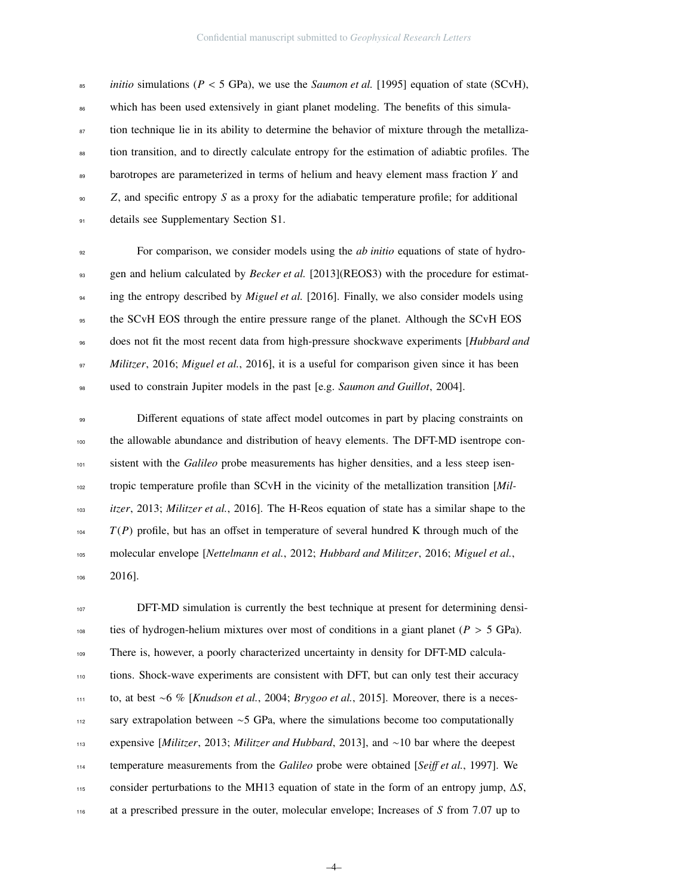*initio* simulations ($P < 5$ GPa), we use the *Saumon et al.* [1995] equation of state (SCvH), which has been used extensively in giant planet modeling. The benefits of this simulation technique lie in its ability to determine the behavior of mixture through the metallization transition, and to directly calculate entropy for the estimation of adiabtic profiles. The barotropes are parameterized in terms of helium and heavy element mass fraction $Y$ and $Z$, and specific entropy $S$ as a proxy for the adiabatic temperature profile; for additional details see Supplementary Section S1.

For comparison, we consider models using the *ab initio* equations of state of hydrogen and helium calculated by *Becker et al.* [2013](REOS3) with the procedure for estimating the entropy described by *Miguel et al.* [2016]. Finally, we also consider models using the SCvH EOS through the entire pressure range of the planet. Although the SCvH EOS does not fit the most recent data from high-pressure shockwave experiments [*Hubbard and Militzer*, 2016; *Miguel et al.*, 2016], it is a useful for comparison given since it has been used to constrain Jupiter models in the past [e.g. *Saumon and Guillot*, 2004].

Different equations of state affect model outcomes in part by placing constraints on the allowable abundance and distribution of heavy elements. The DFT-MD isentrope consistent with the *Galileo* probe measurements has higher densities, and a less steep isentropic temperature profile than SCvH in the vicinity of the metallization transition [*Militzer*, 2013; *Militzer et al.*, 2016]. The H-Reos equation of state has a similar shape to the $T(P)$ profile, but has an offset in temperature of several hundred K through much of the molecular envelope [*Nettelmann et al.*, 2012; *Hubbard and Militzer*, 2016; *Miguel et al.*, 2016].

DFT-MD simulation is currently the best technique at present for determining densities of hydrogen-helium mixtures over most of conditions in a giant planet ($P > 5$ GPa). There is, however, a poorly characterized uncertainty in density for DFT-MD calculations. Shock-wave experiments are consistent with DFT, but can only test their accuracy to, at best ~6 % [*Knudson et al.*, 2004; *Brygoo et al.*, 2015]. Moreover, there is a necessary extrapolation between ~5 GPa, where the simulations become too computationally expensive [*Militzer*, 2013; *Militzer and Hubbard*, 2013], and ~10 bar where the deepest temperature measurements from the *Galileo* probe were obtained [*Seiff et al.*, 1997]. We consider perturbations to the MH13 equation of state in the form of an entropy jump, $\Delta S$, at a prescribed pressure in the outer, molecular envelope; Increases of $S$ from 7.07 up to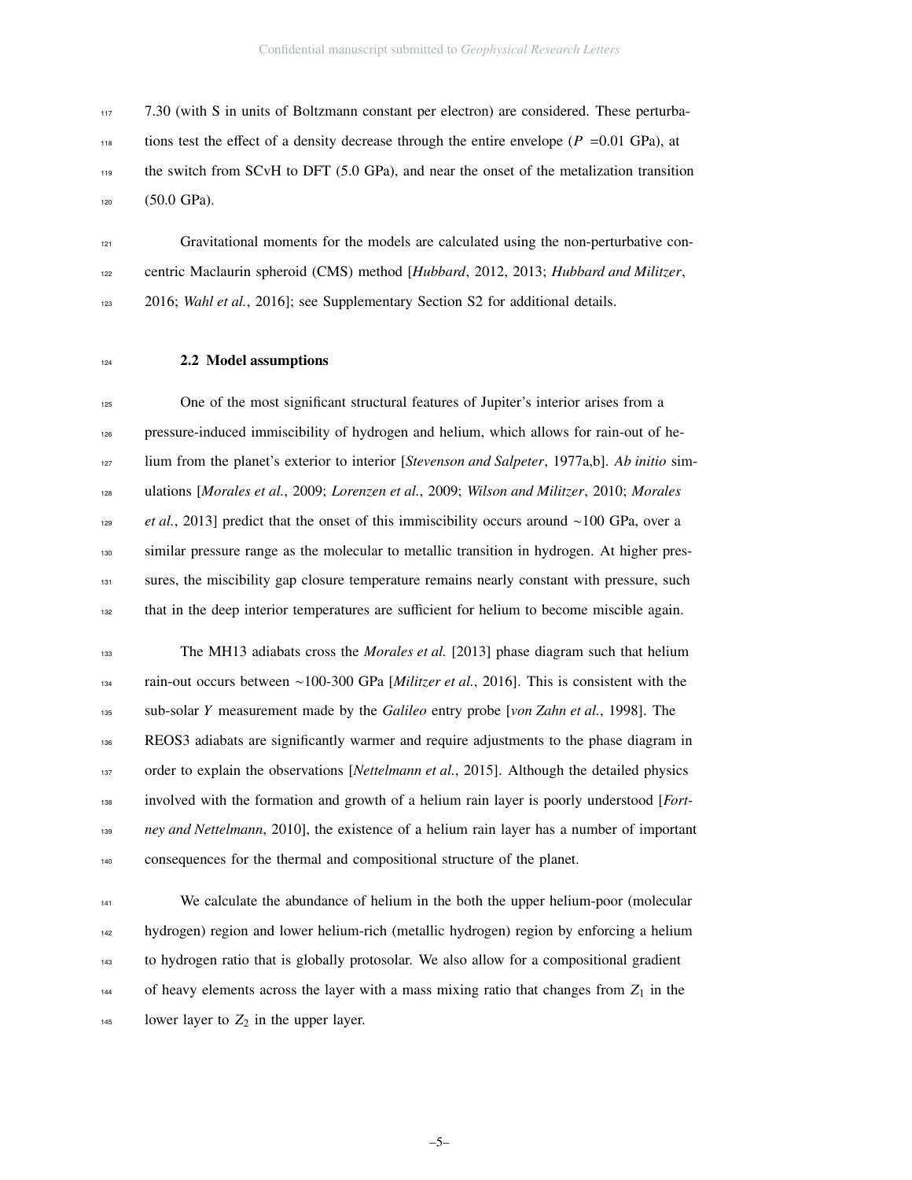7.30 (with S in units of Boltzmann constant per electron) are considered. These perturbations test the effect of a density decrease through the entire envelope ($P$ =0.01 GPa), at the switch from SCvH to DFT (5.0 GPa), and near the onset of the metalization transition (50.0 GPa).

Gravitational moments for the models are calculated using the non-perturbative concentric Maclaurin spheroid (CMS) method [*Hubbard*, 2012, 2013; *Hubbard and Militzer*, 2016; *Wahl et al.*, 2016]; see Supplementary Section S2 for additional details.

### 2.2 Model assumptions

One of the most significant structural features of Jupiter's interior arises from a pressure-induced immiscibility of hydrogen and helium, which allows for rain-out of helium from the planet's exterior to interior [*Stevenson and Salpeter*, 1977a,b]. *Ab initio* simulations [*Morales et al.*, 2009; *Lorenzen et al.*, 2009; *Wilson and Militzer*, 2010; *Morales et al.*, 2013] predict that the onset of this immiscibility occurs around ~100 GPa, over a similar pressure range as the molecular to metallic transition in hydrogen. At higher pressures, the miscibility gap closure temperature remains nearly constant with pressure, such that in the deep interior temperatures are sufficient for helium to become miscible again.

The MH13 adiabats cross the *Morales et al.* [2013] phase diagram such that helium rain-out occurs between ~100-300 GPa [*Militzer et al.*, 2016]. This is consistent with the sub-solar $Y$ measurement made by the *Galileo* entry probe [*von Zahn et al.*, 1998]. The REOS3 adiabats are significantly warmer and require adjustments to the phase diagram in order to explain the observations [*Nettelmann et al.*, 2015]. Although the detailed physics involved with the formation and growth of a helium rain layer is poorly understood [*Fortney and Nettelmann*, 2010], the existence of a helium rain layer has a number of important consequences for the thermal and compositional structure of the planet.

We calculate the abundance of helium in the both the upper helium-poor (molecular hydrogen) region and lower helium-rich (metallic hydrogen) region by enforcing a helium to hydrogen ratio that is globally protosolar. We also allow for a compositional gradient of heavy elements across the layer with a mass mixing ratio that changes from $Z_1$ in the lower layer to $Z_2$ in the upper layer.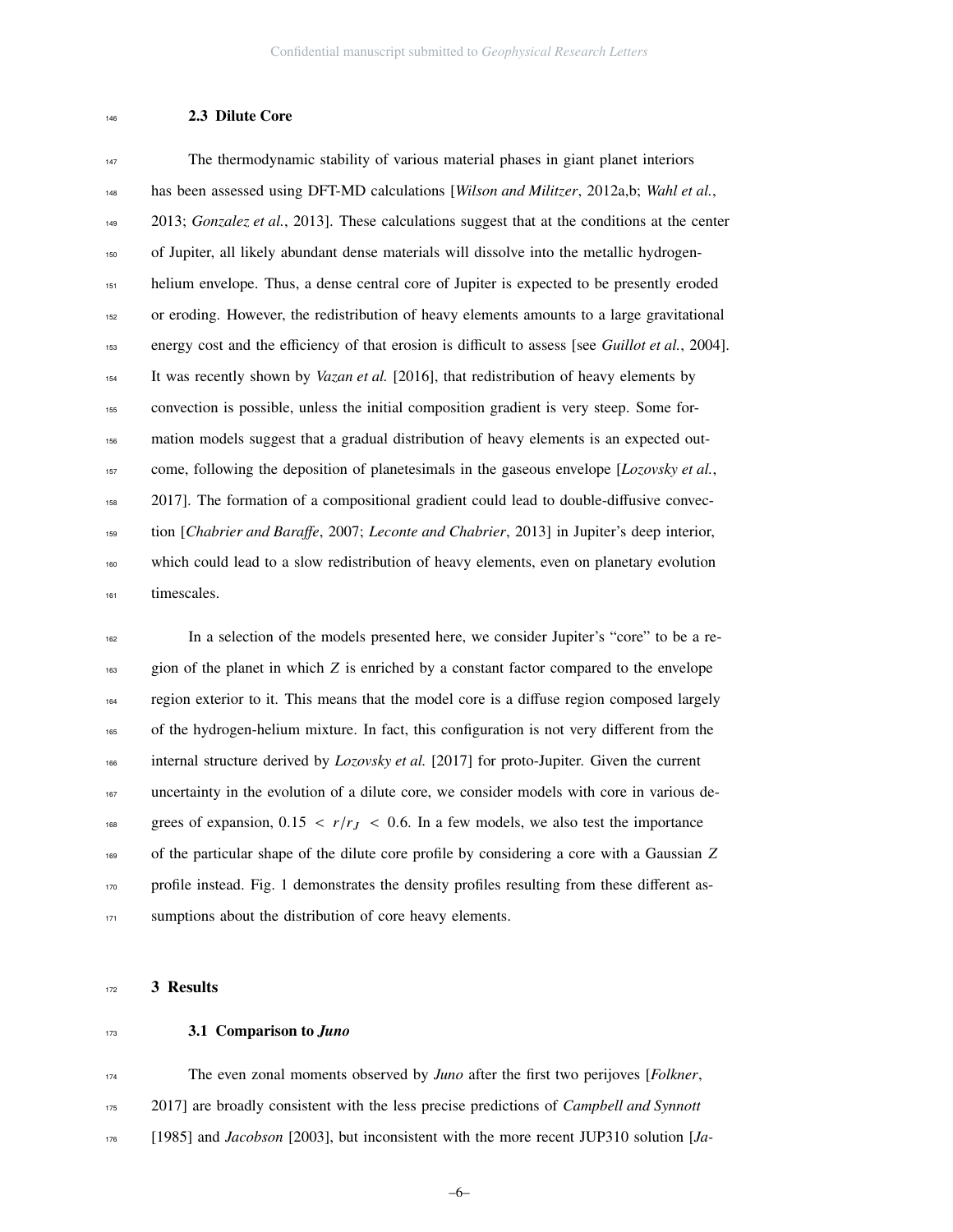### 2.3 Dilute Core

The thermodynamic stability of various material phases in giant planet interiors has been assessed using DFT-MD calculations [*Wilson and Militzer*, 2012a,b; *Wahl et al.*, 2013; *Gonzalez et al.*, 2013]. These calculations suggest that at the conditions at the center of Jupiter, all likely abundant dense materials will dissolve into the metallic hydrogen-helium envelope. Thus, a dense central core of Jupiter is expected to be presently eroded or eroding. However, the redistribution of heavy elements amounts to a large gravitational energy cost and the efficiency of that erosion is difficult to assess [see *Guillot et al.*, 2004]. It was recently shown by *Vazan et al.* [2016], that redistribution of heavy elements by convection is possible, unless the initial composition gradient is very steep. Some formation models suggest that a gradual distribution of heavy elements is an expected outcome, following the deposition of planetesimals in the gaseous envelope [*Lozovsky et al.*, 2017]. The formation of a compositional gradient could lead to double-diffusive convection [*Chabrier and Baraffe*, 2007; *Leconte and Chabrier*, 2013] in Jupiter's deep interior, which could lead to a slow redistribution of heavy elements, even on planetary evolution timescales.

In a selection of the models presented here, we consider Jupiter's "core" to be a region of the planet in which $Z$ is enriched by a constant factor compared to the envelope region exterior to it. This means that the model core is a diffuse region composed largely of the hydrogen-helium mixture. In fact, this configuration is not very different from the internal structure derived by *Lozovsky et al.* [2017] for proto-Jupiter. Given the current uncertainty in the evolution of a dilute core, we consider models with core in various degrees of expansion, $0.15 < r/r_J < 0.6$. In a few models, we also test the importance of the particular shape of the dilute core profile by considering a core with a Gaussian $Z$ profile instead. Fig. 1 demonstrates the density profiles resulting from these different assumptions about the distribution of core heavy elements.

## 3 Results

### 3.1 Comparison to *Juno*

The even zonal moments observed by *Juno* after the first two perijoves [*Folkner*, 2017] are broadly consistent with the less precise predictions of *Campbell and Synnott* [1985] and *Jacobson* [2003], but inconsistent with the more recent JUP310 solution [*Ja-*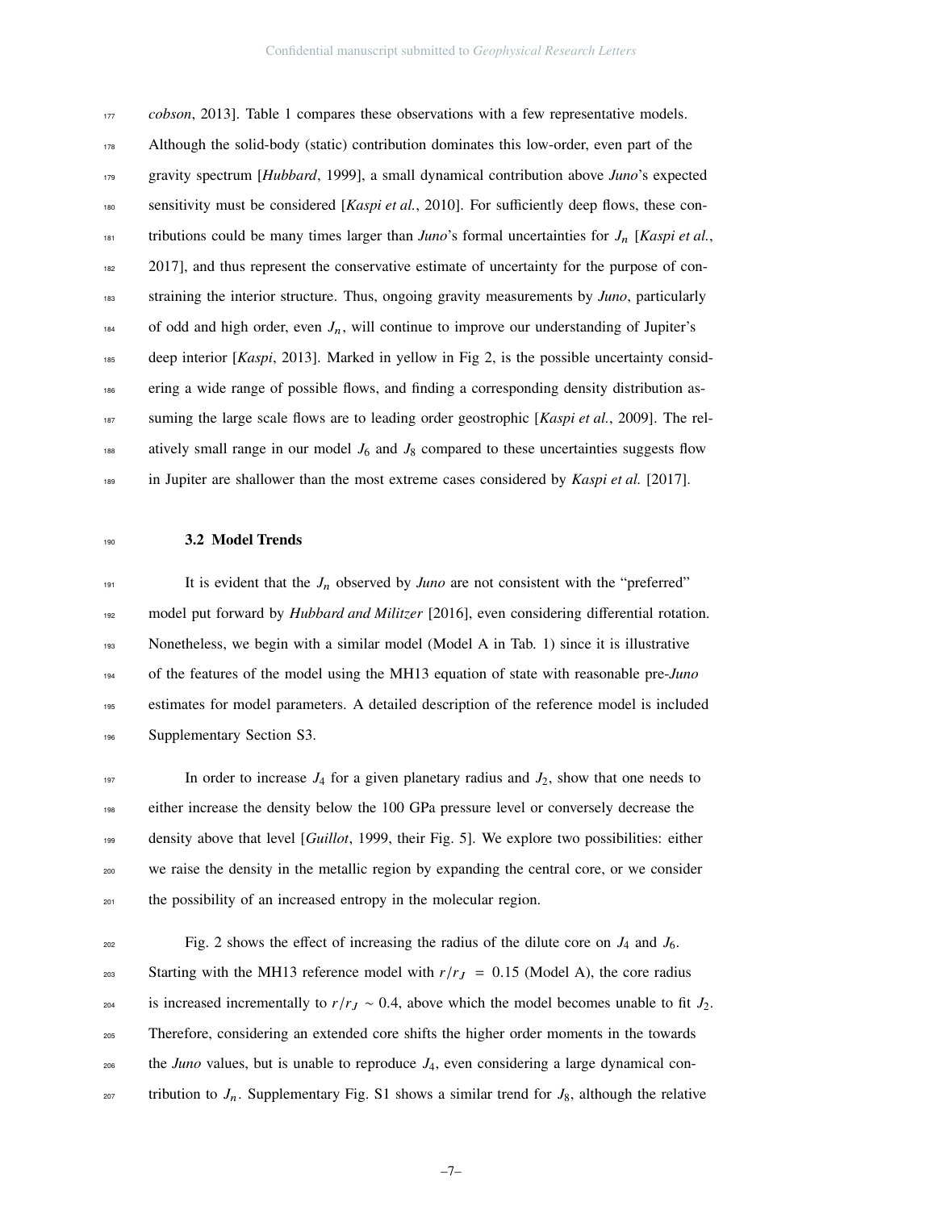*cobson*, 2013]. Table 1 compares these observations with a few representative models. Although the solid-body (static) contribution dominates this low-order, even part of the gravity spectrum [*Hubbard*, 1999], a small dynamical contribution above *Juno*'s expected sensitivity must be considered [*Kaspi et al.*, 2010]. For sufficiently deep flows, these contributions could be many times larger than *Juno*'s formal uncertainties for $J_n$ [*Kaspi et al.*, 2017], and thus represent the conservative estimate of uncertainty for the purpose of constraining the interior structure. Thus, ongoing gravity measurements by *Juno*, particularly of odd and high order, even $J_n$, will continue to improve our understanding of Jupiter's deep interior [*Kaspi*, 2013]. Marked in yellow in Fig 2, is the possible uncertainty considering a wide range of possible flows, and finding a corresponding density distribution assuming the large scale flows are to leading order geostrophic [*Kaspi et al.*, 2009]. The relatively small range in our model $J_6$ and $J_8$ compared to these uncertainties suggests flow in Jupiter are shallower than the most extreme cases considered by *Kaspi et al.* [2017].

### 3.2 Model Trends

It is evident that the $J_n$ observed by *Juno* are not consistent with the "preferred" model put forward by *Hubbard and Militzer* [2016], even considering differential rotation. Nonetheless, we begin with a similar model (Model A in Tab. 1) since it is illustrative of the features of the model using the MH13 equation of state with reasonable pre-*Juno* estimates for model parameters. A detailed description of the reference model is included Supplementary Section S3.

In order to increase $J_4$ for a given planetary radius and $J_2$, show that one needs to either increase the density below the 100 GPa pressure level or conversely decrease the density above that level [*Guillot*, 1999, their Fig. 5]. We explore two possibilities: either we raise the density in the metallic region by expanding the central core, or we consider the possibility of an increased entropy in the molecular region.

Fig. 2 shows the effect of increasing the radius of the dilute core on $J_4$ and $J_6$. Starting with the MH13 reference model with $r/r_J = 0.15$ (Model A), the core radius is increased incrementally to $r/r_J \sim 0.4$, above which the model becomes unable to fit $J_2$. Therefore, considering an extended core shifts the higher order moments in the towards the *Juno* values, but is unable to reproduce $J_4$, even considering a large dynamical contribution to $J_n$. Supplementary Fig. S1 shows a similar trend for $J_8$, although the relative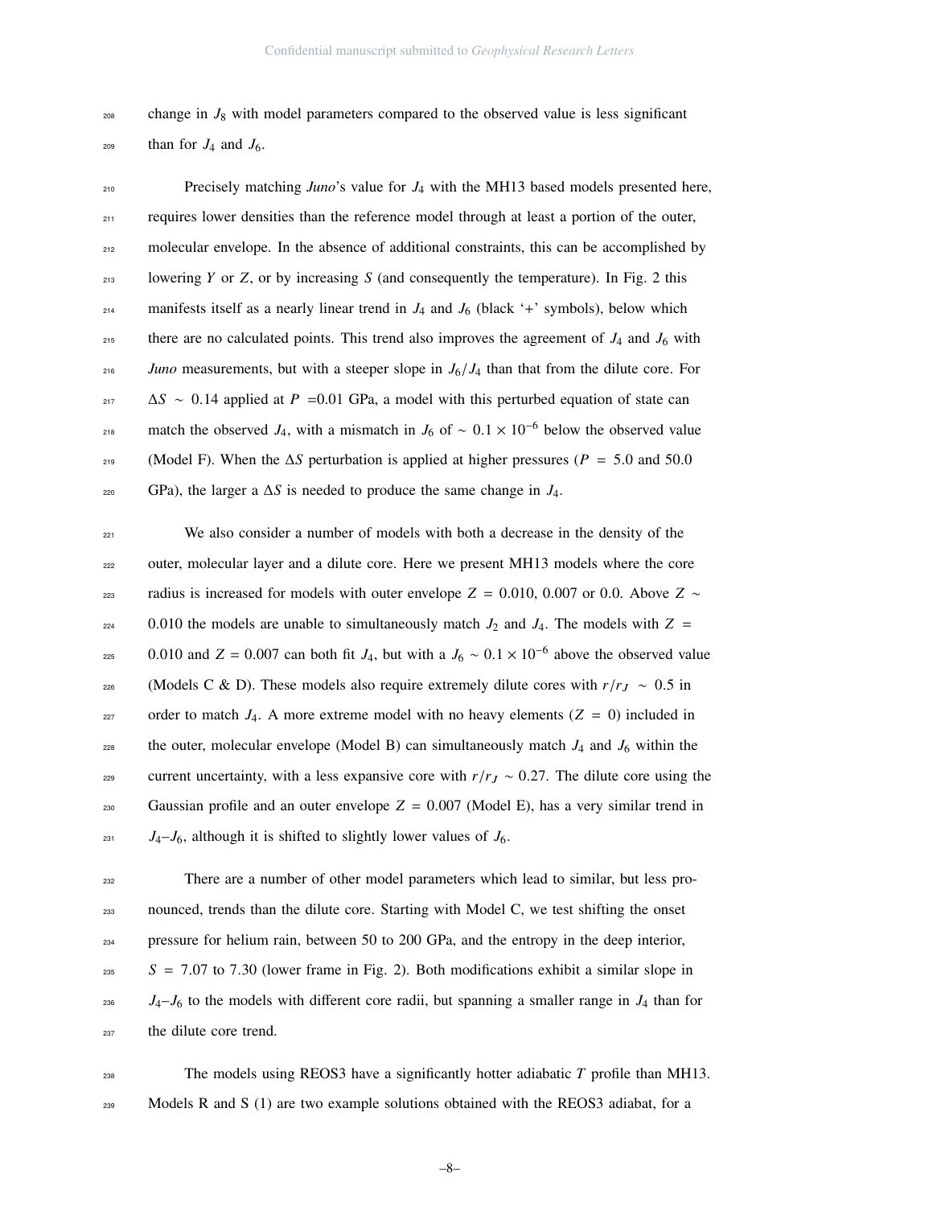change in $J_8$ with model parameters compared to the observed value is less significant than for $J_4$ and $J_6$.

Precisely matching *Juno*'s value for $J_4$ with the MH13 based models presented here, requires lower densities than the reference model through at least a portion of the outer, molecular envelope. In the absence of additional constraints, this can be accomplished by lowering $Y$ or $Z$, or by increasing $S$ (and consequently the temperature). In Fig. 2 this manifests itself as a nearly linear trend in $J_4$ and $J_6$ (black '+' symbols), below which there are no calculated points. This trend also improves the agreement of $J_4$ and $J_6$ with *Juno* measurements, but with a steeper slope in $J_6/J_4$ than that from the dilute core. For $\Delta S \sim 0.14$ applied at $P$ =0.01 GPa, a model with this perturbed equation of state can match the observed $J_4$, with a mismatch in $J_6$ of $\sim 0.1 \times 10^{-6}$ below the observed value (Model F). When the $\Delta S$ perturbation is applied at higher pressures ($P$ = 5.0 and 50.0 GPa), the larger a $\Delta S$ is needed to produce the same change in $J_4$.

We also consider a number of models with both a decrease in the density of the outer, molecular layer and a dilute core. Here we present MH13 models where the core radius is increased for models with outer envelope $Z$ = 0.010, 0.007 or 0.0. Above $Z \sim$ 0.010 the models are unable to simultaneously match $J_2$ and $J_4$. The models with $Z$ = 0.010 and $Z$ = 0.007 can both fit $J_4$, but with a $J_6 \sim 0.1 \times 10^{-6}$ above the observed value (Models C & D). These models also require extremely dilute cores with $r/r_J \sim 0.5$ in order to match $J_4$. A more extreme model with no heavy elements ($Z$ = 0) included in the outer, molecular envelope (Model B) can simultaneously match $J_4$ and $J_6$ within the current uncertainty, with a less expansive core with $r/r_J \sim 0.27$. The dilute core using the Gaussian profile and an outer envelope $Z$ = 0.007 (Model E), has a very similar trend in $J_4$–$J_6$, although it is shifted to slightly lower values of $J_6$.

There are a number of other model parameters which lead to similar, but less pronounced, trends than the dilute core. Starting with Model C, we test shifting the onset pressure for helium rain, between 50 to 200 GPa, and the entropy in the deep interior, $S$ = 7.07 to 7.30 (lower frame in Fig. 2). Both modifications exhibit a similar slope in $J_4$–$J_6$ to the models with different core radii, but spanning a smaller range in $J_4$ than for the dilute core trend.

The models using REOS3 have a significantly hotter adiabatic $T$ profile than MH13. Models R and S (1) are two example solutions obtained with the REOS3 adiabat, for a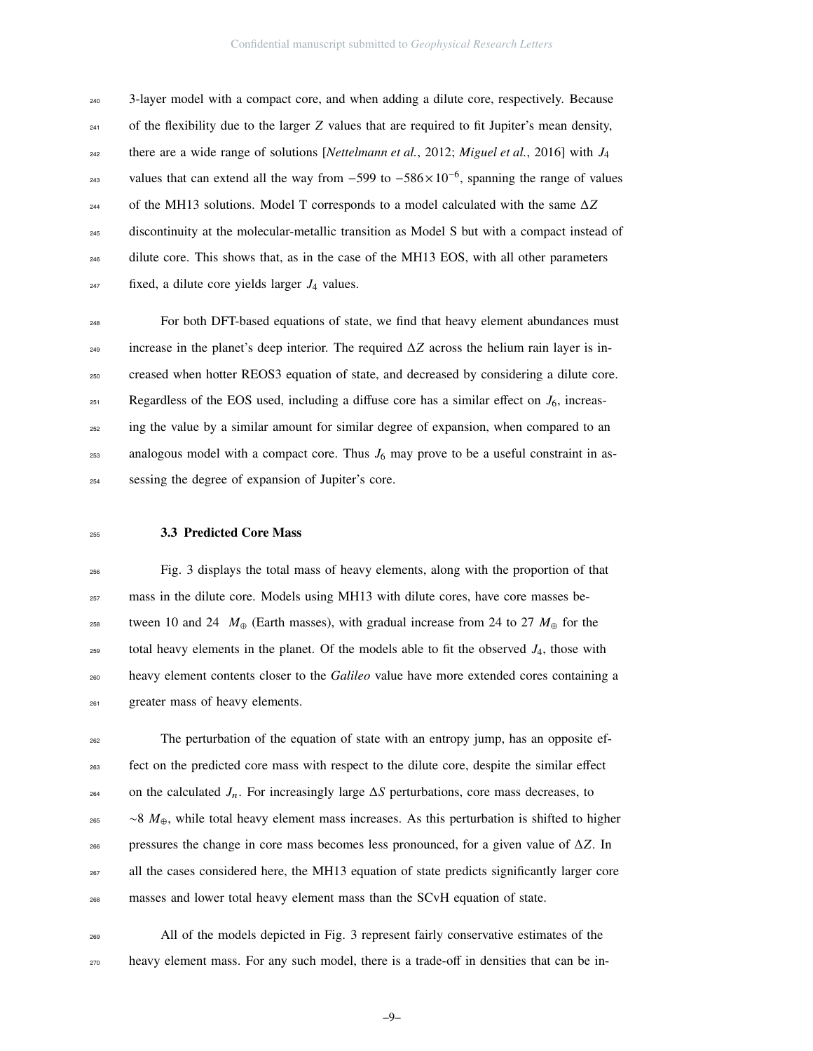3-layer model with a compact core, and when adding a dilute core, respectively. Because of the flexibility due to the larger $Z$ values that are required to fit Jupiter's mean density, there are a wide range of solutions [*Nettelmann et al.*, 2012; *Miguel et al.*, 2016] with $J_4$ values that can extend all the way from $-599$ to $-586\times10^{-6}$, spanning the range of values of the MH13 solutions. Model T corresponds to a model calculated with the same $\Delta Z$ discontinuity at the molecular-metallic transition as Model S but with a compact instead of dilute core. This shows that, as in the case of the MH13 EOS, with all other parameters fixed, a dilute core yields larger $J_4$ values.

For both DFT-based equations of state, we find that heavy element abundances must increase in the planet's deep interior. The required $\Delta Z$ across the helium rain layer is increased when hotter REOS3 equation of state, and decreased by considering a dilute core. Regardless of the EOS used, including a diffuse core has a similar effect on $J_6$, increasing the value by a similar amount for similar degree of expansion, when compared to an analogous model with a compact core. Thus $J_6$ may prove to be a useful constraint in assessing the degree of expansion of Jupiter's core.

### 3.3 Predicted Core Mass

Fig. 3 displays the total mass of heavy elements, along with the proportion of that mass in the dilute core. Models using MH13 with dilute cores, have core masses between 10 and 24 $M_\oplus$ (Earth masses), with gradual increase from 24 to 27 $M_\oplus$ for the total heavy elements in the planet. Of the models able to fit the observed $J_4$, those with heavy element contents closer to the *Galileo* value have more extended cores containing a greater mass of heavy elements.

The perturbation of the equation of state with an entropy jump, has an opposite effect on the predicted core mass with respect to the dilute core, despite the similar effect on the calculated $J_n$. For increasingly large $\Delta S$ perturbations, core mass decreases, to $\sim 8$ $M_\oplus$, while total heavy element mass increases. As this perturbation is shifted to higher pressures the change in core mass becomes less pronounced, for a given value of $\Delta Z$. In all the cases considered here, the MH13 equation of state predicts significantly larger core masses and lower total heavy element mass than the SCvH equation of state.

All of the models depicted in Fig. 3 represent fairly conservative estimates of the heavy element mass. For any such model, there is a trade-off in densities that can be in-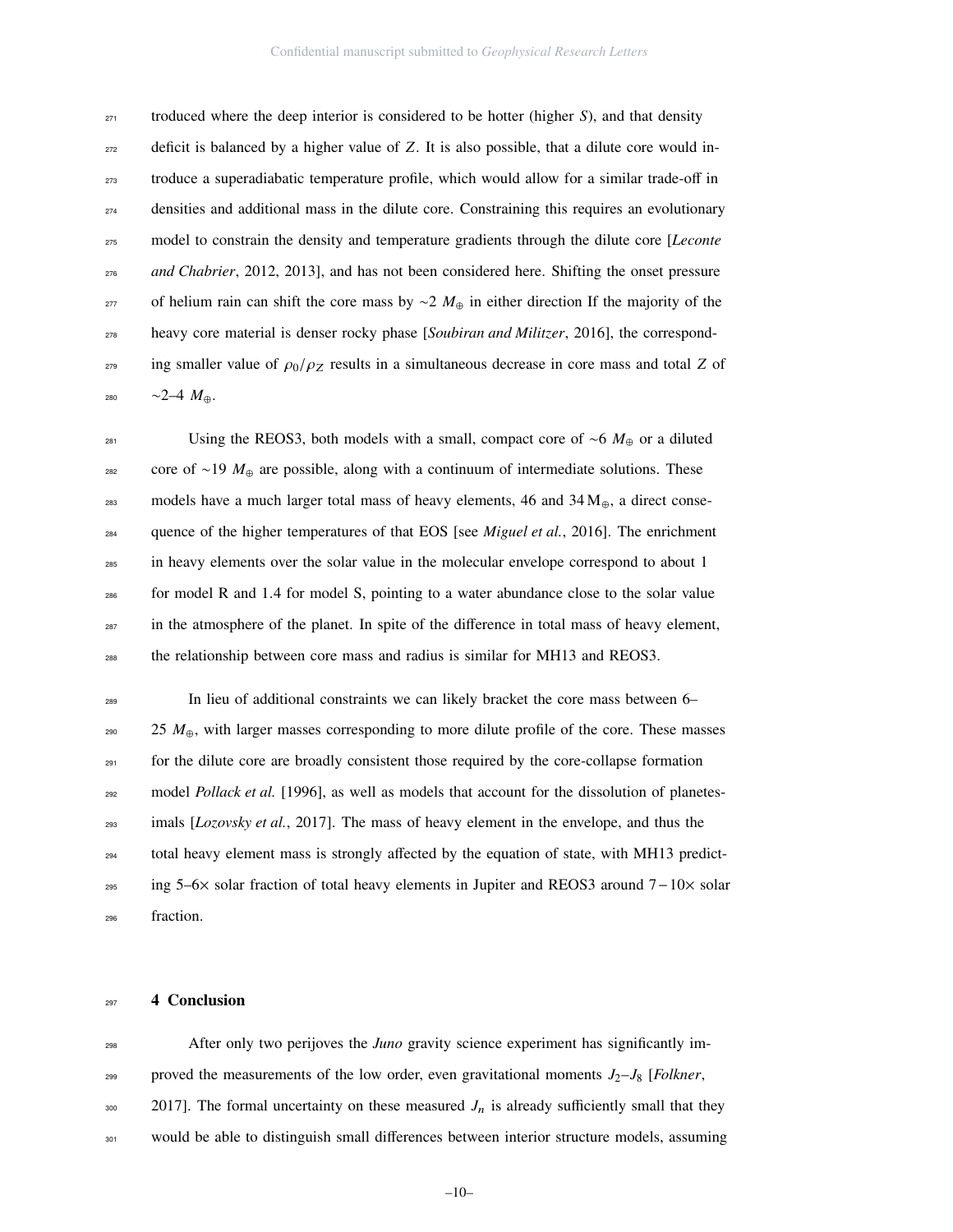troduced where the deep interior is considered to be hotter (higher $S$), and that density deficit is balanced by a higher value of $Z$. It is also possible, that a dilute core would introduce a superadiabatic temperature profile, which would allow for a similar trade-off in densities and additional mass in the dilute core. Constraining this requires an evolutionary model to constrain the density and temperature gradients through the dilute core [*Leconte and Chabrier*, 2012, 2013], and has not been considered here. Shifting the onset pressure of helium rain can shift the core mass by ~2 $M_\oplus$ in either direction If the majority of the heavy core material is denser rocky phase [*Soubiran and Militzer*, 2016], the corresponding smaller value of $\rho_0/\rho_Z$ results in a simultaneous decrease in core mass and total $Z$ of ~2–4 $M_\oplus$.

Using the REOS3, both models with a small, compact core of ~6 $M_\oplus$ or a diluted core of ~19 $M_\oplus$ are possible, along with a continuum of intermediate solutions. These models have a much larger total mass of heavy elements, 46 and 34 $M_\oplus$, a direct consequence of the higher temperatures of that EOS [see *Miguel et al.*, 2016]. The enrichment in heavy elements over the solar value in the molecular envelope correspond to about 1 for model R and 1.4 for model S, pointing to a water abundance close to the solar value in the atmosphere of the planet. In spite of the difference in total mass of heavy element, the relationship between core mass and radius is similar for MH13 and REOS3.

In lieu of additional constraints we can likely bracket the core mass between 6–25 $M_\oplus$, with larger masses corresponding to more dilute profile of the core. These masses for the dilute core are broadly consistent those required by the core-collapse formation model *Pollack et al.* [1996], as well as models that account for the dissolution of planetesimals [*Lozovsky et al.*, 2017]. The mass of heavy element in the envelope, and thus the total heavy element mass is strongly affected by the equation of state, with MH13 predicting 5–6× solar fraction of total heavy elements in Jupiter and REOS3 around $7-10\times$ solar fraction.

## 4 Conclusion

After only two perijoves the *Juno* gravity science experiment has significantly improved the measurements of the low order, even gravitational moments $J_2$–$J_8$ [*Folkner*, 2017]. The formal uncertainty on these measured $J_n$ is already sufficiently small that they would be able to distinguish small differences between interior structure models, assuming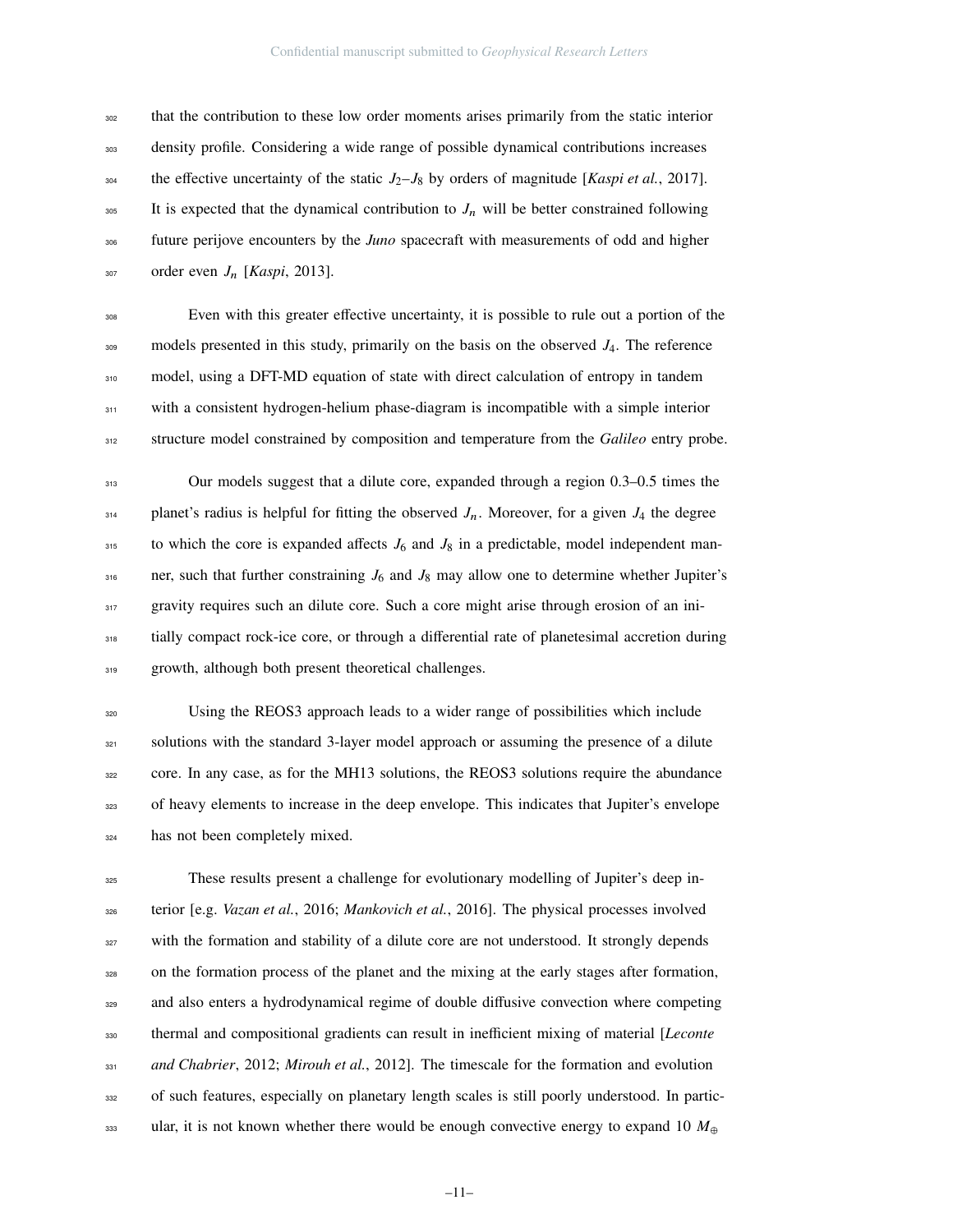that the contribution to these low order moments arises primarily from the static interior density profile. Considering a wide range of possible dynamical contributions increases the effective uncertainty of the static $J_2$–$J_8$ by orders of magnitude [*Kaspi et al.*, 2017]. It is expected that the dynamical contribution to $J_n$ will be better constrained following future perijove encounters by the *Juno* spacecraft with measurements of odd and higher order even $J_n$ [*Kaspi*, 2013].

Even with this greater effective uncertainty, it is possible to rule out a portion of the models presented in this study, primarily on the basis on the observed $J_4$. The reference model, using a DFT-MD equation of state with direct calculation of entropy in tandem with a consistent hydrogen-helium phase-diagram is incompatible with a simple interior structure model constrained by composition and temperature from the *Galileo* entry probe.

Our models suggest that a dilute core, expanded through a region 0.3–0.5 times the planet's radius is helpful for fitting the observed $J_n$. Moreover, for a given $J_4$ the degree to which the core is expanded affects $J_6$ and $J_8$ in a predictable, model independent manner, such that further constraining $J_6$ and $J_8$ may allow one to determine whether Jupiter's gravity requires such an dilute core. Such a core might arise through erosion of an initially compact rock-ice core, or through a differential rate of planetesimal accretion during growth, although both present theoretical challenges.

Using the REOS3 approach leads to a wider range of possibilities which include solutions with the standard 3-layer model approach or assuming the presence of a dilute core. In any case, as for the MH13 solutions, the REOS3 solutions require the abundance of heavy elements to increase in the deep envelope. This indicates that Jupiter's envelope has not been completely mixed.

These results present a challenge for evolutionary modelling of Jupiter's deep interior [e.g. *Vazan et al.*, 2016; *Mankovich et al.*, 2016]. The physical processes involved with the formation and stability of a dilute core are not understood. It strongly depends on the formation process of the planet and the mixing at the early stages after formation, and also enters a hydrodynamical regime of double diffusive convection where competing thermal and compositional gradients can result in inefficient mixing of material [*Leconte and Chabrier*, 2012; *Mirouh et al.*, 2012]. The timescale for the formation and evolution of such features, especially on planetary length scales is still poorly understood. In particular, it is not known whether there would be enough convective energy to expand 10 $M_\oplus$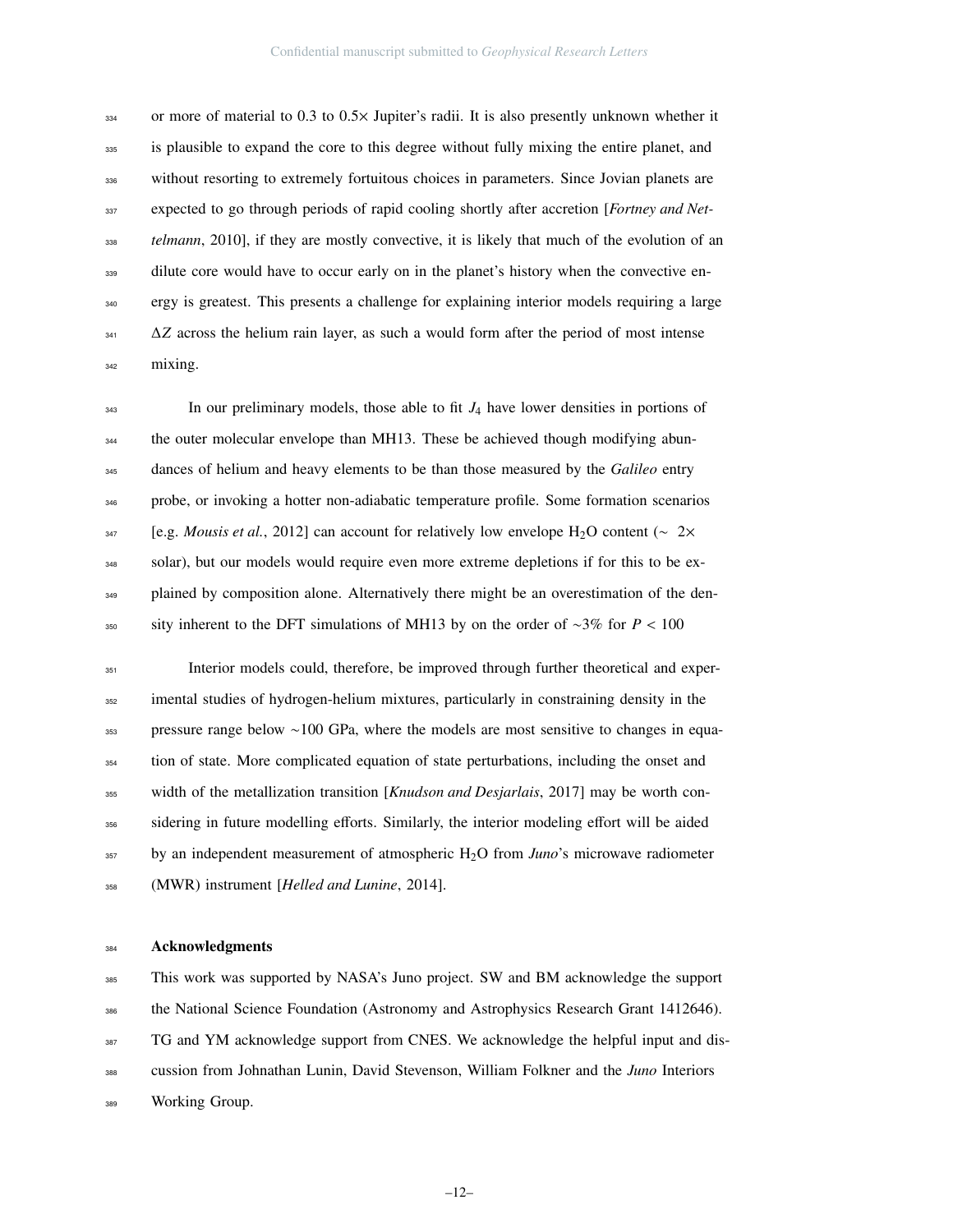or more of material to 0.3 to 0.5× Jupiter's radii. It is also presently unknown whether it is plausible to expand the core to this degree without fully mixing the entire planet, and without resorting to extremely fortuitous choices in parameters. Since Jovian planets are expected to go through periods of rapid cooling shortly after accretion [*Fortney and Nettelmann*, 2010], if they are mostly convective, it is likely that much of the evolution of an dilute core would have to occur early on in the planet's history when the convective energy is greatest. This presents a challenge for explaining interior models requiring a large $\Delta Z$ across the helium rain layer, as such a would form after the period of most intense mixing.

In our preliminary models, those able to fit $J_4$ have lower densities in portions of the outer molecular envelope than MH13. These be achieved though modifying abundances of helium and heavy elements to be than those measured by the *Galileo* entry probe, or invoking a hotter non-adiabatic temperature profile. Some formation scenarios [e.g. *Mousis et al.*, 2012] can account for relatively low envelope $H_2O$ content ($\sim$ 2× solar), but our models would require even more extreme depletions if for this to be explained by composition alone. Alternatively there might be an overestimation of the density inherent to the DFT simulations of MH13 by on the order of ~3% for $P < 100$

Interior models could, therefore, be improved through further theoretical and experimental studies of hydrogen-helium mixtures, particularly in constraining density in the pressure range below ~100 GPa, where the models are most sensitive to changes in equation of state. More complicated equation of state perturbations, including the onset and width of the metallization transition [*Knudson and Desjarlais*, 2017] may be worth considering in future modelling efforts. Similarly, the interior modeling effort will be aided by an independent measurement of atmospheric $H_2O$ from *Juno*'s microwave radiometer (MWR) instrument [*Helled and Lunine*, 2014].

## Acknowledgments

This work was supported by NASA's Juno project. SW and BM acknowledge the support the National Science Foundation (Astronomy and Astrophysics Research Grant 1412646). TG and YM acknowledge support from CNES. We acknowledge the helpful input and discussion from Johnathan Lunin, David Stevenson, William Folkner and the *Juno* Interiors Working Group.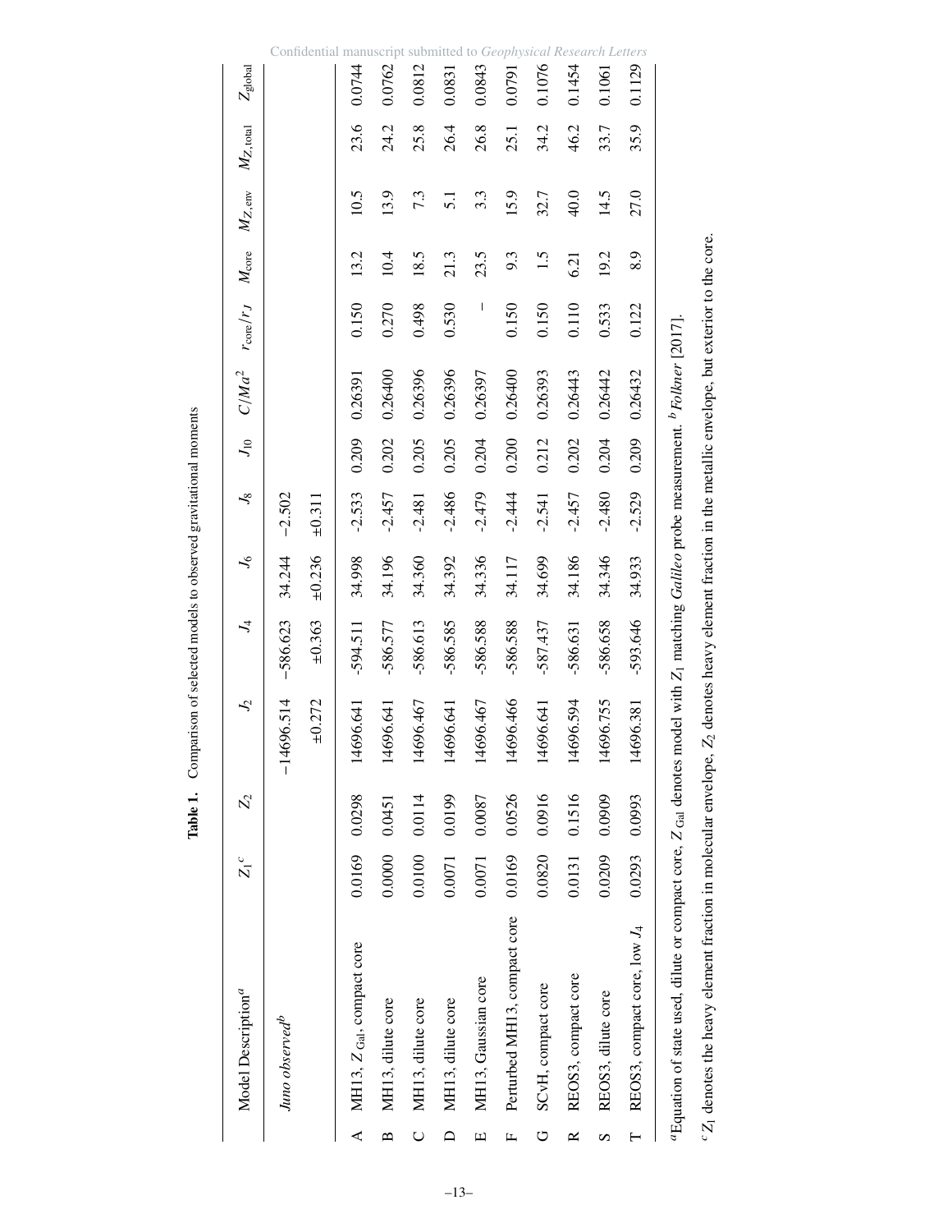**Table 1.** Comparison of selected models to observed gravitational moments

| | Model Description[a] | $Z_1$[c] | $Z_2$ | $J_2$ | $J_4$ | $J_6$ | $J_8$ | $J_{10}$ | $C/Ma^2$ | $r_{\rm core}/r_J$ | $M_{\rm core}$ | $M_{Z,\rm env}$ | $M_{Z,\rm total}$ | $Z_{\rm global}$ |
|---|---|---|---|---|---|---|---|---|---|---|---|---|---|---|
| | *Juno observed*[b] | | | −14696.514 | −586.623 | 34.244 | −2.502 | | | | | | | |
| | | | | ±0.272 | ±0.363 | ±0.236 | ±0.311 | | | | | | | |
| A | MH13, $Z_{\rm Gal}$, compact core | 0.0169 | 0.0298 | 14696.641 | -594.511 | 34.998 | -2.533 | 0.209 | 0.26391 | 0.150 | 13.2 | 10.5 | 23.6 | 0.0744 |
| B | MH13, dilute core | 0.0000 | 0.0451 | 14696.641 | -586.577 | 34.196 | -2.457 | 0.202 | 0.26400 | 0.270 | 10.4 | 13.9 | 24.2 | 0.0762 |
| C | MH13, dilute core | 0.0100 | 0.0114 | 14696.467 | -586.613 | 34.360 | -2.481 | 0.205 | 0.26396 | 0.498 | 18.5 | 7.3 | 25.8 | 0.0812 |
| D | MH13, dilute core | 0.0071 | 0.0199 | 14696.641 | -586.585 | 34.392 | -2.486 | 0.205 | 0.26396 | 0.530 | 21.3 | 5.1 | 26.4 | 0.0831 |
| E | MH13, Gaussian core | 0.0071 | 0.0087 | 14696.467 | -586.588 | 34.336 | -2.479 | 0.204 | 0.26397 | – | 23.5 | 3.3 | 26.8 | 0.0843 |
| F | Perturbed MH13, compact core | 0.0169 | 0.0526 | 14696.466 | -586.588 | 34.117 | -2.444 | 0.200 | 0.26400 | 0.150 | 9.3 | 15.9 | 25.1 | 0.0791 |
| G | SCvH, compact core | 0.0820 | 0.0916 | 14696.641 | -587.437 | 34.699 | -2.541 | 0.212 | 0.26393 | 0.150 | 1.5 | 32.7 | 34.2 | 0.1076 |
| R | REOS3, compact core | 0.0131 | 0.1516 | 14696.594 | -586.631 | 34.186 | -2.457 | 0.202 | 0.26443 | 0.110 | 6.21 | 40.0 | 46.2 | 0.1454 |
| S | REOS3, dilute core | 0.0209 | 0.0909 | 14696.755 | -586.658 | 34.346 | -2.480 | 0.204 | 0.26442 | 0.533 | 19.2 | 14.5 | 33.7 | 0.1061 |
| T | REOS3, compact core, low $J_4$ | 0.0293 | 0.0993 | 14696.381 | -593.646 | 34.933 | -2.529 | 0.209 | 0.26432 | 0.122 | 8.9 | 27.0 | 35.9 | 0.1129 |

[a]Equation of state used, dilute or compact core, $Z_{\rm Gal}$ denotes model with $Z_1$ matching *Galileo* probe measurement. [b]*Folkner* [2017].

[c]$Z_1$ denotes the heavy element fraction in molecular envelope, $Z_2$ denotes heavy element fraction in the metallic envelope, but exterior to the core.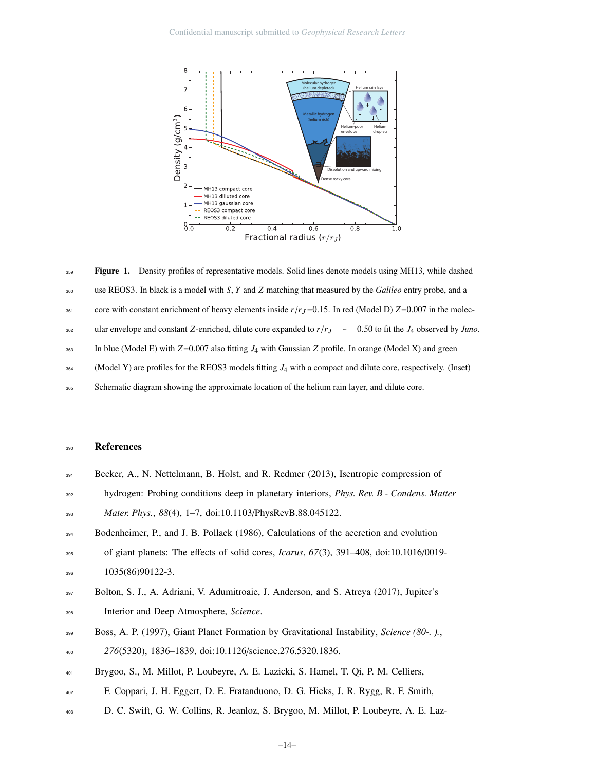**Figure 1.** Density profiles of representative models. Solid lines denote models using MH13, while dashed use REOS3. In black is a model with $S$, $Y$ and $Z$ matching that measured by the *Galileo* entry probe, and a core with constant enrichment of heavy elements inside $r/r_J$=0.15. In red (Model D) $Z$=0.007 in the molecular envelope and constant $Z$-enriched, dilute core expanded to $r/r_J \sim$ 0.50 to fit the $J_4$ observed by *Juno*. In blue (Model E) with $Z$=0.007 also fitting $J_4$ with Gaussian $Z$ profile. In orange (Model X) and green (Model Y) are profiles for the REOS3 models fitting $J_4$ with a compact and dilute core, respectively. (Inset) Schematic diagram showing the approximate location of the helium rain layer, and dilute core.

## References

Becker, A., N. Nettelmann, B. Holst, and R. Redmer (2013), Isentropic compression of hydrogen: Probing conditions deep in planetary interiors, *Phys. Rev. B - Condens. Matter Mater. Phys.*, *88*(4), 1–7, doi:10.1103/PhysRevB.88.045122.

Bodenheimer, P., and J. B. Pollack (1986), Calculations of the accretion and evolution of giant planets: The effects of solid cores, *Icarus*, *67*(3), 391–408, doi:10.1016/0019-1035(86)90122-3.

Bolton, S. J., A. Adriani, V. Adumitroaie, J. Anderson, and S. Atreya (2017), Jupiter's Interior and Deep Atmosphere, *Science*.

Boss, A. P. (1997), Giant Planet Formation by Gravitational Instability, *Science (80-. ).*, *276*(5320), 1836–1839, doi:10.1126/science.276.5320.1836.

Brygoo, S., M. Millot, P. Loubeyre, A. E. Lazicki, S. Hamel, T. Qi, P. M. Celliers, F. Coppari, J. H. Eggert, D. E. Fratanduono, D. G. Hicks, J. R. Rygg, R. F. Smith, D. C. Swift, G. W. Collins, R. Jeanloz, S. Brygoo, M. Millot, P. Loubeyre, A. E. Laz-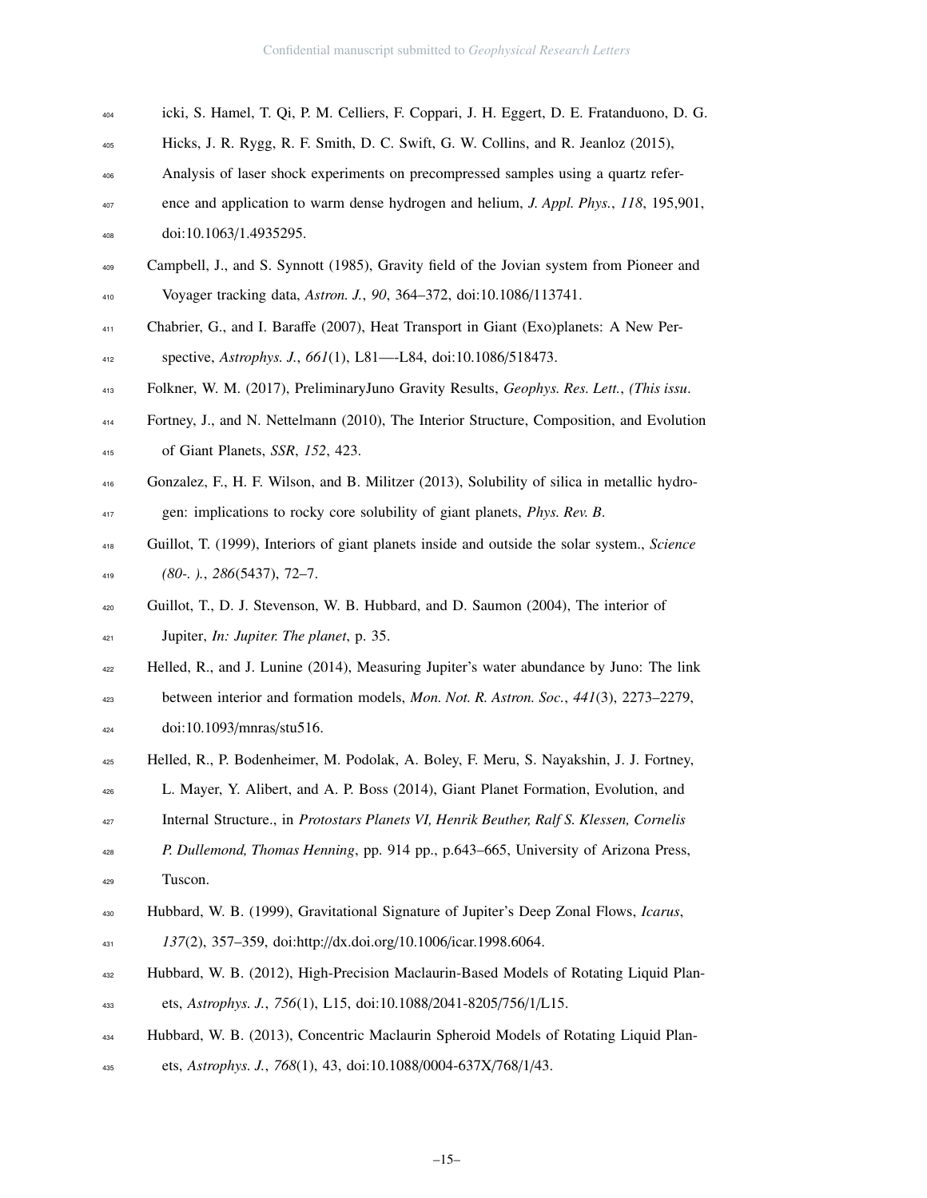icki, S. Hamel, T. Qi, P. M. Celliers, F. Coppari, J. H. Eggert, D. E. Fratanduono, D. G. Hicks, J. R. Rygg, R. F. Smith, D. C. Swift, G. W. Collins, and R. Jeanloz (2015), Analysis of laser shock experiments on precompressed samples using a quartz reference and application to warm dense hydrogen and helium, *J. Appl. Phys.*, *118*, 195,901, doi:10.1063/1.4935295.

Campbell, J., and S. Synnott (1985), Gravity field of the Jovian system from Pioneer and Voyager tracking data, *Astron. J.*, *90*, 364–372, doi:10.1086/113741.

Chabrier, G., and I. Baraffe (2007), Heat Transport in Giant (Exo)planets: A New Perspective, *Astrophys. J.*, *661*(1), L81—-L84, doi:10.1086/518473.

Folkner, W. M. (2017), PreliminaryJuno Gravity Results, *Geophys. Res. Lett.*, *(This issu.*

Fortney, J., and N. Nettelmann (2010), The Interior Structure, Composition, and Evolution of Giant Planets, *SSR*, *152*, 423.

Gonzalez, F., H. F. Wilson, and B. Militzer (2013), Solubility of silica in metallic hydrogen: implications to rocky core solubility of giant planets, *Phys. Rev. B*.

Guillot, T. (1999), Interiors of giant planets inside and outside the solar system., *Science (80-. ).*, *286*(5437), 72–7.

Guillot, T., D. J. Stevenson, W. B. Hubbard, and D. Saumon (2004), The interior of Jupiter, *In: Jupiter. The planet*, p. 35.

Helled, R., and J. Lunine (2014), Measuring Jupiter's water abundance by Juno: The link between interior and formation models, *Mon. Not. R. Astron. Soc.*, *441*(3), 2273–2279, doi:10.1093/mnras/stu516.

Helled, R., P. Bodenheimer, M. Podolak, A. Boley, F. Meru, S. Nayakshin, J. J. Fortney, L. Mayer, Y. Alibert, and A. P. Boss (2014), Giant Planet Formation, Evolution, and Internal Structure., in *Protostars Planets VI, Henrik Beuther, Ralf S. Klessen, Cornelis P. Dullemond, Thomas Henning*, pp. 914 pp., p.643–665, University of Arizona Press, Tuscon.

Hubbard, W. B. (1999), Gravitational Signature of Jupiter's Deep Zonal Flows, *Icarus*, *137*(2), 357–359, doi:http://dx.doi.org/10.1006/icar.1998.6064.

Hubbard, W. B. (2012), High-Precision Maclaurin-Based Models of Rotating Liquid Planets, *Astrophys. J.*, *756*(1), L15, doi:10.1088/2041-8205/756/1/L15.

Hubbard, W. B. (2013), Concentric Maclaurin Spheroid Models of Rotating Liquid Planets, *Astrophys. J.*, *768*(1), 43, doi:10.1088/0004-637X/768/1/43.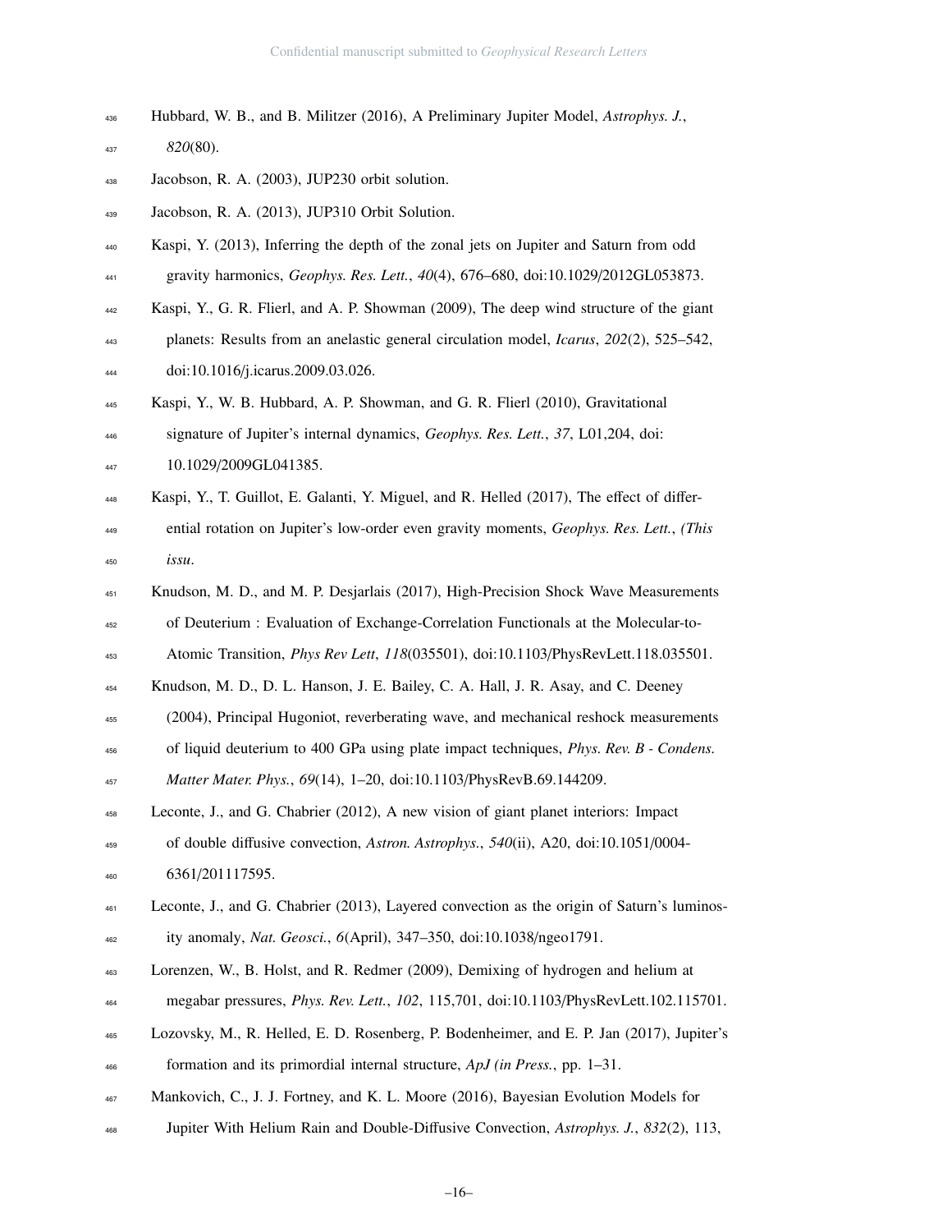Hubbard, W. B., and B. Militzer (2016), A Preliminary Jupiter Model, *Astrophys. J.*, *820*(80).

Jacobson, R. A. (2003), JUP230 orbit solution.

Jacobson, R. A. (2013), JUP310 Orbit Solution.

Kaspi, Y. (2013), Inferring the depth of the zonal jets on Jupiter and Saturn from odd gravity harmonics, *Geophys. Res. Lett.*, *40*(4), 676–680, doi:10.1029/2012GL053873.

Kaspi, Y., G. R. Flierl, and A. P. Showman (2009), The deep wind structure of the giant planets: Results from an anelastic general circulation model, *Icarus*, *202*(2), 525–542, doi:10.1016/j.icarus.2009.03.026.

Kaspi, Y., W. B. Hubbard, A. P. Showman, and G. R. Flierl (2010), Gravitational signature of Jupiter's internal dynamics, *Geophys. Res. Lett.*, *37*, L01,204, doi: 10.1029/2009GL041385.

Kaspi, Y., T. Guillot, E. Galanti, Y. Miguel, and R. Helled (2017), The effect of differential rotation on Jupiter's low-order even gravity moments, *Geophys. Res. Lett.*, *(This issu*.

Knudson, M. D., and M. P. Desjarlais (2017), High-Precision Shock Wave Measurements of Deuterium : Evaluation of Exchange-Correlation Functionals at the Molecular-to-Atomic Transition, *Phys Rev Lett*, *118*(035501), doi:10.1103/PhysRevLett.118.035501.

Knudson, M. D., D. L. Hanson, J. E. Bailey, C. A. Hall, J. R. Asay, and C. Deeney (2004), Principal Hugoniot, reverberating wave, and mechanical reshock measurements of liquid deuterium to 400 GPa using plate impact techniques, *Phys. Rev. B - Condens. Matter Mater. Phys.*, *69*(14), 1–20, doi:10.1103/PhysRevB.69.144209.

Leconte, J., and G. Chabrier (2012), A new vision of giant planet interiors: Impact of double diffusive convection, *Astron. Astrophys.*, *540*(ii), A20, doi:10.1051/0004-6361/201117595.

Leconte, J., and G. Chabrier (2013), Layered convection as the origin of Saturn's luminosity anomaly, *Nat. Geosci.*, *6*(April), 347–350, doi:10.1038/ngeo1791.

Lorenzen, W., B. Holst, and R. Redmer (2009), Demixing of hydrogen and helium at megabar pressures, *Phys. Rev. Lett.*, *102*, 115,701, doi:10.1103/PhysRevLett.102.115701.

Lozovsky, M., R. Helled, E. D. Rosenberg, P. Bodenheimer, and E. P. Jan (2017), Jupiter's formation and its primordial internal structure, *ApJ (in Press.*, pp. 1–31.

Mankovich, C., J. J. Fortney, and K. L. Moore (2016), Bayesian Evolution Models for Jupiter With Helium Rain and Double-Diffusive Convection, *Astrophys. J.*, *832*(2), 113,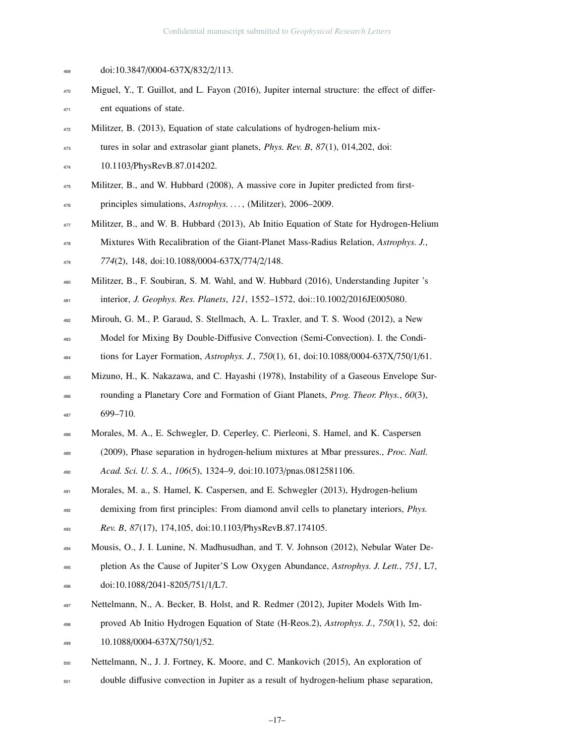doi:10.3847/0004-637X/832/2/113.

Miguel, Y., T. Guillot, and L. Fayon (2016), Jupiter internal structure: the effect of different equations of state.

Militzer, B. (2013), Equation of state calculations of hydrogen-helium mixtures in solar and extrasolar giant planets, *Phys. Rev. B*, *87*(1), 014,202, doi: 10.1103/PhysRevB.87.014202.

Militzer, B., and W. Hubbard (2008), A massive core in Jupiter predicted from first-principles simulations, *Astrophys. ...*, (Militzer), 2006–2009.

Militzer, B., and W. B. Hubbard (2013), Ab Initio Equation of State for Hydrogen-Helium Mixtures With Recalibration of the Giant-Planet Mass-Radius Relation, *Astrophys. J.*, *774*(2), 148, doi:10.1088/0004-637X/774/2/148.

Militzer, B., F. Soubiran, S. M. Wahl, and W. Hubbard (2016), Understanding Jupiter 's interior, *J. Geophys. Res. Planets*, *121*, 1552–1572, doi::10.1002/2016JE005080.

Mirouh, G. M., P. Garaud, S. Stellmach, A. L. Traxler, and T. S. Wood (2012), a New Model for Mixing By Double-Diffusive Convection (Semi-Convection). I. the Conditions for Layer Formation, *Astrophys. J.*, *750*(1), 61, doi:10.1088/0004-637X/750/1/61.

Mizuno, H., K. Nakazawa, and C. Hayashi (1978), Instability of a Gaseous Envelope Surrounding a Planetary Core and Formation of Giant Planets, *Prog. Theor. Phys.*, *60*(3), 699–710.

Morales, M. A., E. Schwegler, D. Ceperley, C. Pierleoni, S. Hamel, and K. Caspersen (2009), Phase separation in hydrogen-helium mixtures at Mbar pressures., *Proc. Natl. Acad. Sci. U. S. A.*, *106*(5), 1324–9, doi:10.1073/pnas.0812581106.

Morales, M. a., S. Hamel, K. Caspersen, and E. Schwegler (2013), Hydrogen-helium demixing from first principles: From diamond anvil cells to planetary interiors, *Phys. Rev. B*, *87*(17), 174,105, doi:10.1103/PhysRevB.87.174105.

Mousis, O., J. I. Lunine, N. Madhusudhan, and T. V. Johnson (2012), Nebular Water Depletion As the Cause of Jupiter'S Low Oxygen Abundance, *Astrophys. J. Lett.*, *751*, L7, doi:10.1088/2041-8205/751/1/L7.

Nettelmann, N., A. Becker, B. Holst, and R. Redmer (2012), Jupiter Models With Improved Ab Initio Hydrogen Equation of State (H-Reos.2), *Astrophys. J.*, *750*(1), 52, doi: 10.1088/0004-637X/750/1/52.

Nettelmann, N., J. J. Fortney, K. Moore, and C. Mankovich (2015), An exploration of double diffusive convection in Jupiter as a result of hydrogen-helium phase separation,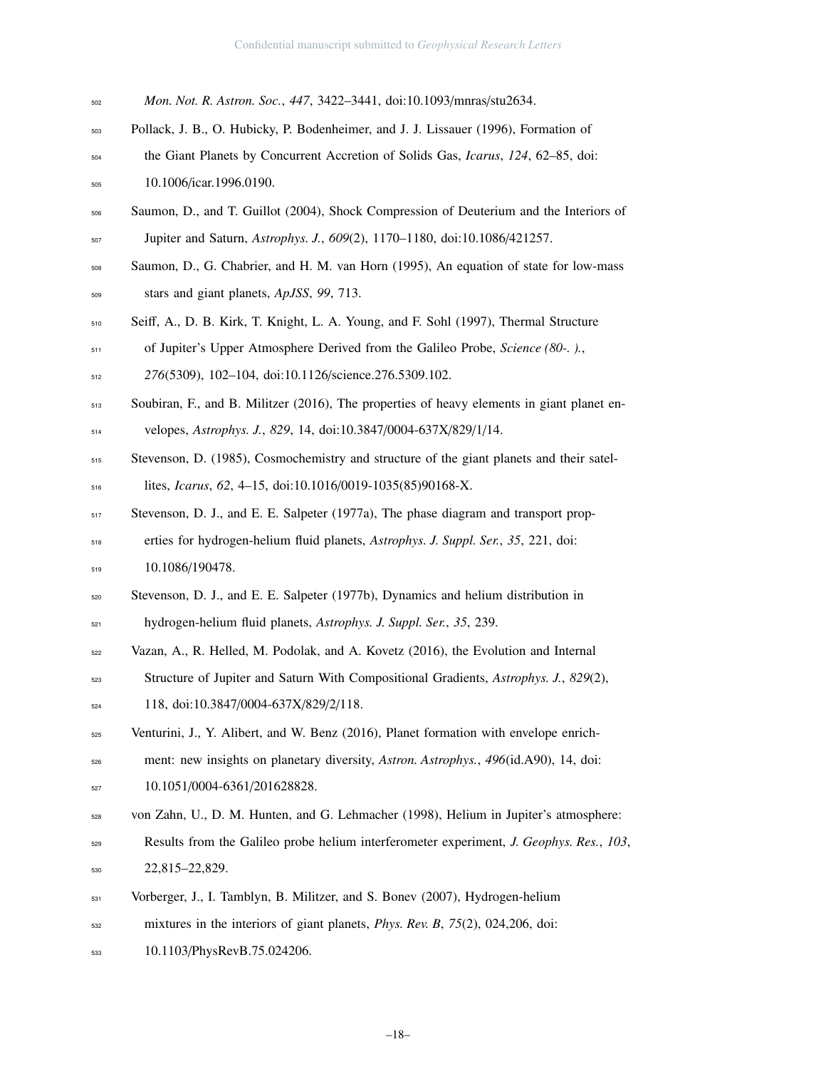*Mon. Not. R. Astron. Soc.*, *447*, 3422–3441, doi:10.1093/mnras/stu2634.

Pollack, J. B., O. Hubicky, P. Bodenheimer, and J. J. Lissauer (1996), Formation of the Giant Planets by Concurrent Accretion of Solids Gas, *Icarus*, *124*, 62–85, doi: 10.1006/icar.1996.0190.

Saumon, D., and T. Guillot (2004), Shock Compression of Deuterium and the Interiors of Jupiter and Saturn, *Astrophys. J.*, *609*(2), 1170–1180, doi:10.1086/421257.

Saumon, D., G. Chabrier, and H. M. van Horn (1995), An equation of state for low-mass stars and giant planets, *ApJSS*, *99*, 713.

Seiff, A., D. B. Kirk, T. Knight, L. A. Young, and F. Sohl (1997), Thermal Structure of Jupiter's Upper Atmosphere Derived from the Galileo Probe, *Science (80-. ).*, *276*(5309), 102–104, doi:10.1126/science.276.5309.102.

Soubiran, F., and B. Militzer (2016), The properties of heavy elements in giant planet envelopes, *Astrophys. J.*, *829*, 14, doi:10.3847/0004-637X/829/1/14.

Stevenson, D. (1985), Cosmochemistry and structure of the giant planets and their satellites, *Icarus*, *62*, 4–15, doi:10.1016/0019-1035(85)90168-X.

Stevenson, D. J., and E. E. Salpeter (1977a), The phase diagram and transport properties for hydrogen-helium fluid planets, *Astrophys. J. Suppl. Ser.*, *35*, 221, doi: 10.1086/190478.

Stevenson, D. J., and E. E. Salpeter (1977b), Dynamics and helium distribution in hydrogen-helium fluid planets, *Astrophys. J. Suppl. Ser.*, *35*, 239.

Vazan, A., R. Helled, M. Podolak, and A. Kovetz (2016), the Evolution and Internal Structure of Jupiter and Saturn With Compositional Gradients, *Astrophys. J.*, *829*(2), 118, doi:10.3847/0004-637X/829/2/118.

Venturini, J., Y. Alibert, and W. Benz (2016), Planet formation with envelope enrichment: new insights on planetary diversity, *Astron. Astrophys.*, *496*(id.A90), 14, doi: 10.1051/0004-6361/201628828.

von Zahn, U., D. M. Hunten, and G. Lehmacher (1998), Helium in Jupiter's atmosphere: Results from the Galileo probe helium interferometer experiment, *J. Geophys. Res.*, *103*, 22,815–22,829.

Vorberger, J., I. Tamblyn, B. Militzer, and S. Bonev (2007), Hydrogen-helium mixtures in the interiors of giant planets, *Phys. Rev. B*, *75*(2), 024,206, doi: 10.1103/PhysRevB.75.024206.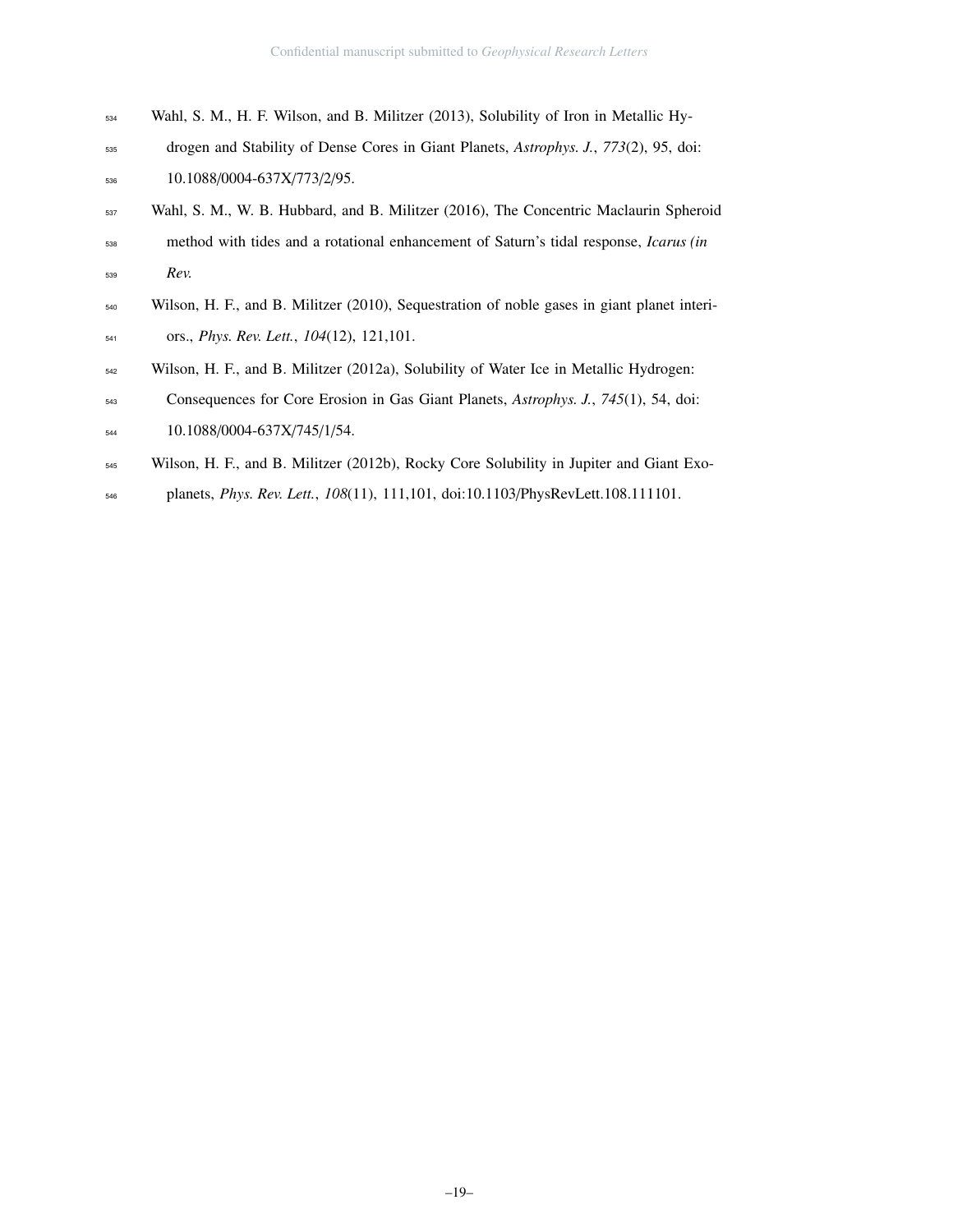Wahl, S. M., H. F. Wilson, and B. Militzer (2013), Solubility of Iron in Metallic Hydrogen and Stability of Dense Cores in Giant Planets, *Astrophys. J.*, *773*(2), 95, doi: 10.1088/0004-637X/773/2/95.

Wahl, S. M., W. B. Hubbard, and B. Militzer (2016), The Concentric Maclaurin Spheroid method with tides and a rotational enhancement of Saturn's tidal response, *Icarus (in Rev.*

Wilson, H. F., and B. Militzer (2010), Sequestration of noble gases in giant planet interiors., *Phys. Rev. Lett.*, *104*(12), 121,101.

Wilson, H. F., and B. Militzer (2012a), Solubility of Water Ice in Metallic Hydrogen: Consequences for Core Erosion in Gas Giant Planets, *Astrophys. J.*, *745*(1), 54, doi: 10.1088/0004-637X/745/1/54.

Wilson, H. F., and B. Militzer (2012b), Rocky Core Solubility in Jupiter and Giant Exoplanets, *Phys. Rev. Lett.*, *108*(11), 111,101, doi:10.1103/PhysRevLett.108.111101.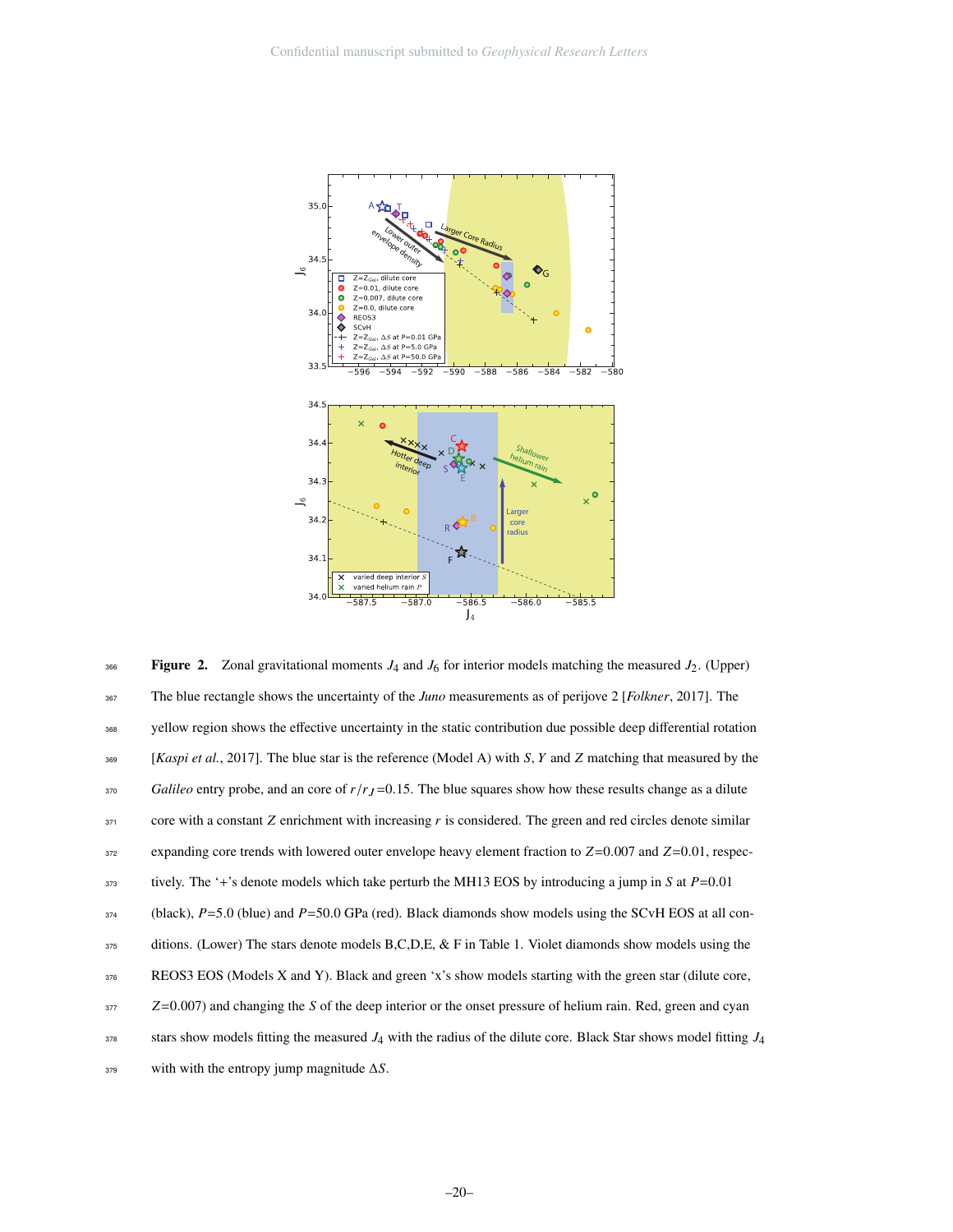**Figure 2.** Zonal gravitational moments $J_4$ and $J_6$ for interior models matching the measured $J_2$. (Upper) The blue rectangle shows the uncertainty of the *Juno* measurements as of perijove 2 [*Folkner*, 2017]. The yellow region shows the effective uncertainty in the static contribution due possible deep differential rotation [*Kaspi et al.*, 2017]. The blue star is the reference (Model A) with $S$, $Y$ and $Z$ matching that measured by the *Galileo* entry probe, and an core of $r/r_J$=0.15. The blue squares show how these results change as a dilute core with a constant $Z$ enrichment with increasing $r$ is considered. The green and red circles denote similar expanding core trends with lowered outer envelope heavy element fraction to $Z$=0.007 and $Z$=0.01, respectively. The '+'s denote models which take perturb the MH13 EOS by introducing a jump in $S$ at $P$=0.01 (black), $P$=5.0 (blue) and $P$=50.0 GPa (red). Black diamonds show models using the SCvH EOS at all conditions. (Lower) The stars denote models B,C,D,E, & F in Table 1. Violet diamonds show models using the REOS3 EOS (Models X and Y). Black and green 'x's show models starting with the green star (dilute core, $Z$=0.007) and changing the $S$ of the deep interior or the onset pressure of helium rain. Red, green and cyan stars show models fitting the measured $J_4$ with the radius of the dilute core. Black Star shows model fitting $J_4$ with with the entropy jump magnitude $\Delta S$.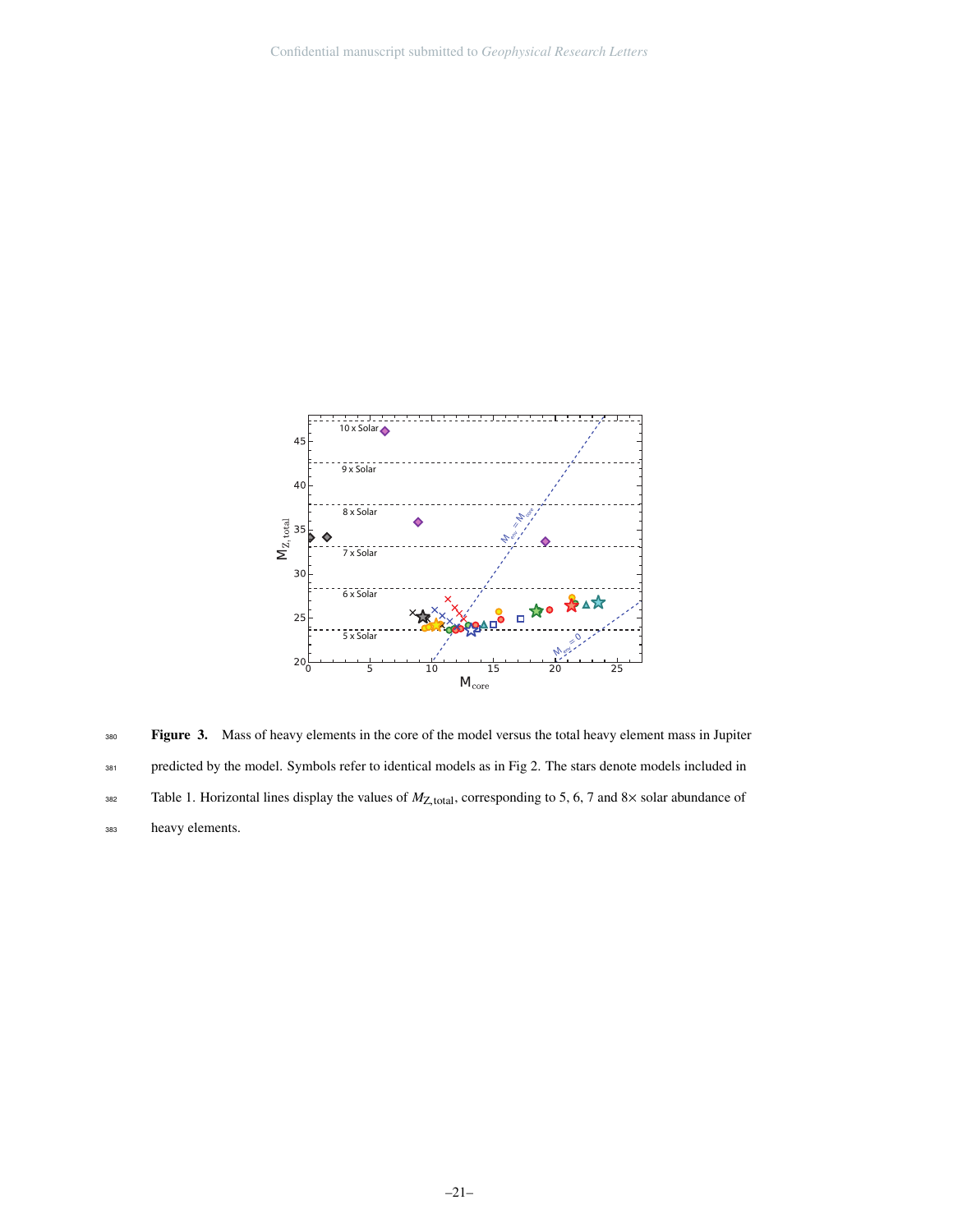Figure 3. Mass of heavy elements in the core of the model versus the total heavy element mass in Jupiter predicted by the model. Symbols refer to identical models as in Fig 2. The stars denote models included in Table 1. Horizontal lines display the values of $M_{Z,\text{total}}$, corresponding to 5, 6, 7 and 8$\times$ solar abundance of heavy elements.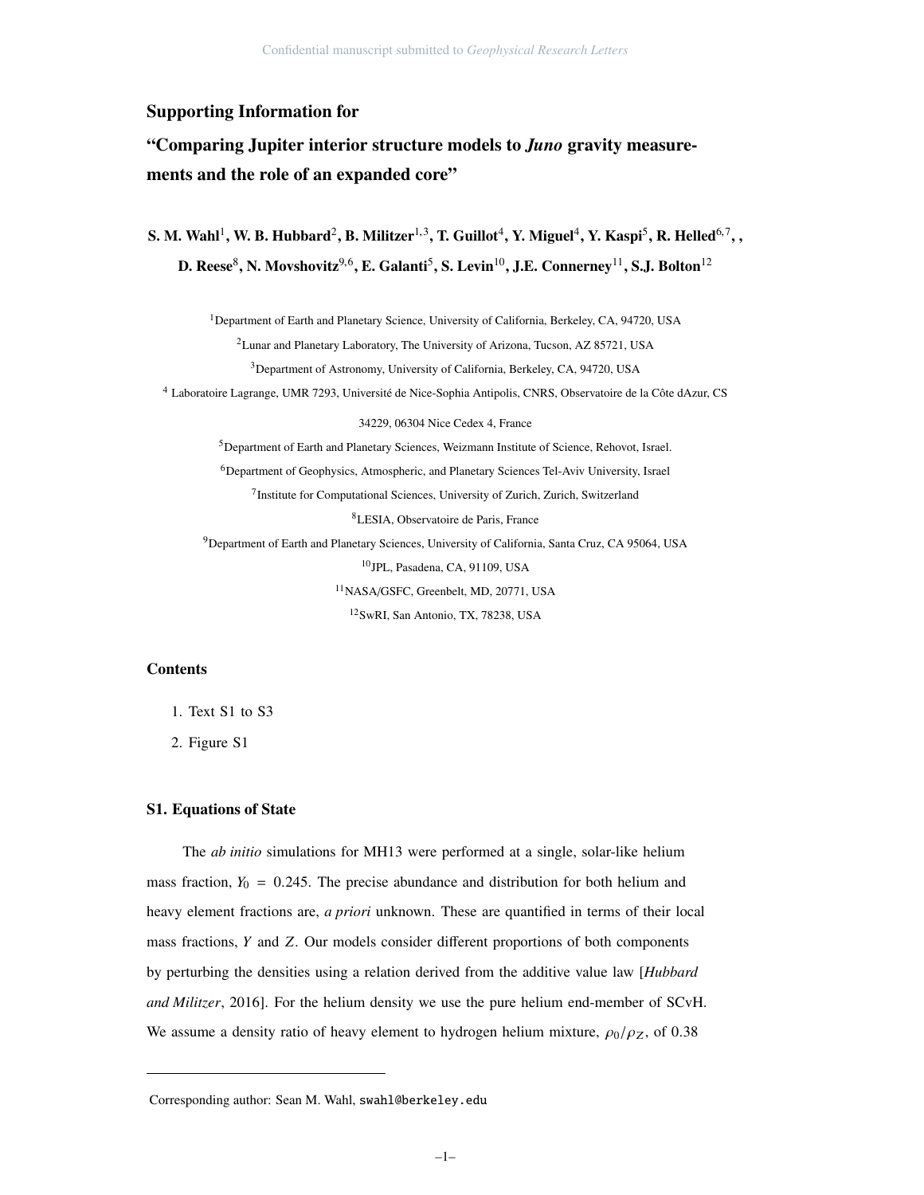# Supporting Information for

# "Comparing Jupiter interior structure models to *Juno* gravity measurements and the role of an expanded core"

**S. M. Wahl[1], W. B. Hubbard[2], B. Militzer[1,3], T. Guillot[4], Y. Miguel[4], Y. Kaspi[5], R. Helled[6,7], , D. Reese[8], N. Movshovitz[9,6], E. Galanti[5], S. Levin[10], J.E. Connerney[11], S.J. Bolton[12]**

[1]Department of Earth and Planetary Science, University of California, Berkeley, CA, 94720, USA

[2]Lunar and Planetary Laboratory, The University of Arizona, Tucson, AZ 85721, USA

[3]Department of Astronomy, University of California, Berkeley, CA, 94720, USA

[4] Laboratoire Lagrange, UMR 7293, Université de Nice-Sophia Antipolis, CNRS, Observatoire de la Côte dAzur, CS 34229, 06304 Nice Cedex 4, France

[5]Department of Earth and Planetary Sciences, Weizmann Institute of Science, Rehovot, Israel.

[6]Department of Geophysics, Atmospheric, and Planetary Sciences Tel-Aviv University, Israel

[7]Institute for Computational Sciences, University of Zurich, Zurich, Switzerland

[8]LESIA, Observatoire de Paris, France

[9]Department of Earth and Planetary Sciences, University of California, Santa Cruz, CA 95064, USA

[10]JPL, Pasadena, CA, 91109, USA

[11]NASA/GSFC, Greenbelt, MD, 20771, USA

[12]SwRI, San Antonio, TX, 78238, USA

## Contents

1. Text S1 to S3
2. Figure S1

## S1. Equations of State

The *ab initio* simulations for MH13 were performed at a single, solar-like helium mass fraction, $Y_0 = 0.245$. The precise abundance and distribution for both helium and heavy element fractions are, *a priori* unknown. These are quantified in terms of their local mass fractions, $Y$ and $Z$. Our models consider different proportions of both components by perturbing the densities using a relation derived from the additive value law [*Hubbard and Militzer*, 2016]. For the helium density we use the pure helium end-member of SCvH. We assume a density ratio of heavy element to hydrogen helium mixture, $\rho_0/\rho_Z$, of 0.38

---

Corresponding author: Sean M. Wahl, swahl@berkeley.edu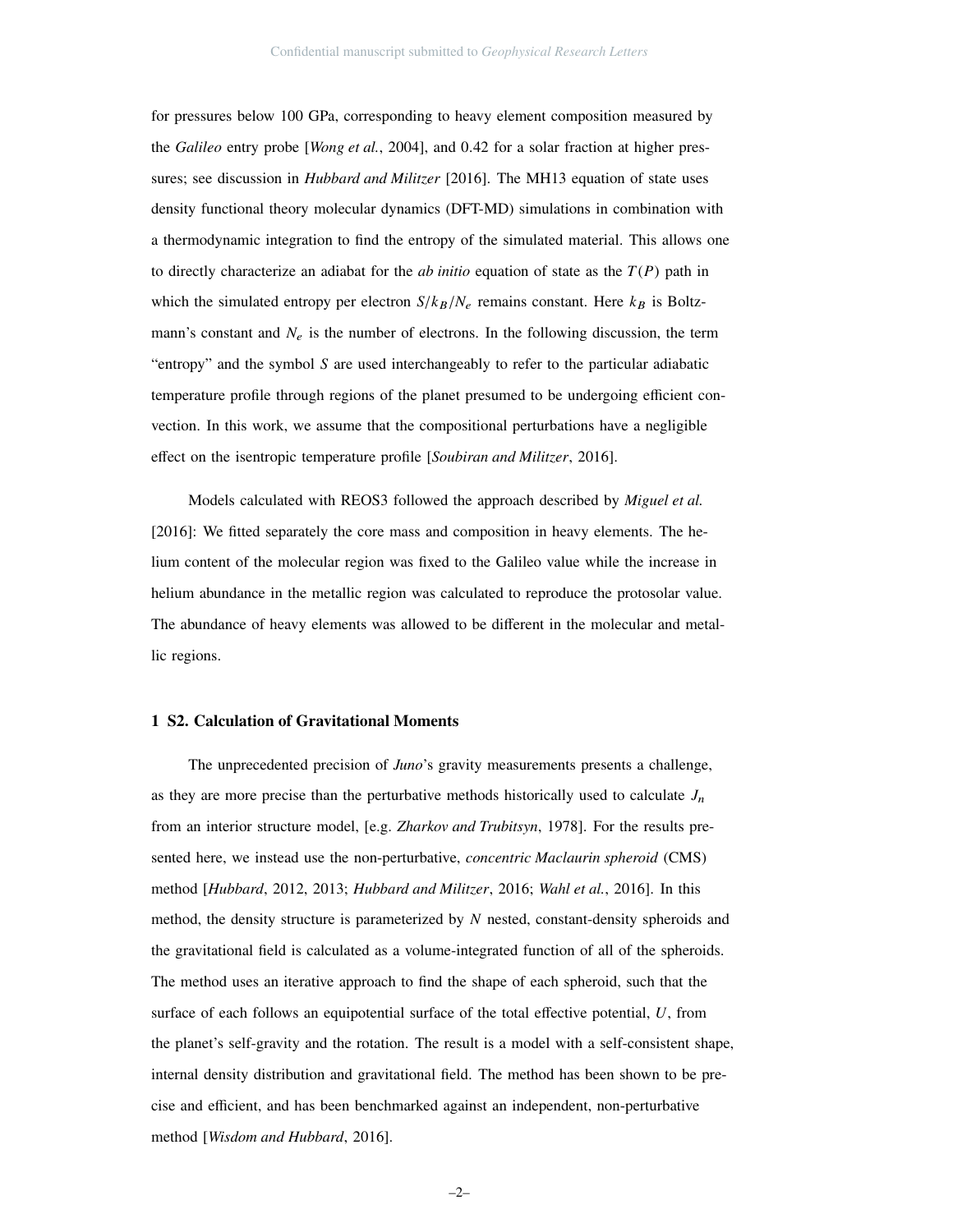for pressures below 100 GPa, corresponding to heavy element composition measured by the *Galileo* entry probe [*Wong et al.*, 2004], and 0.42 for a solar fraction at higher pressures; see discussion in *Hubbard and Militzer* [2016]. The MH13 equation of state uses density functional theory molecular dynamics (DFT-MD) simulations in combination with a thermodynamic integration to find the entropy of the simulated material. This allows one to directly characterize an adiabat for the *ab initio* equation of state as the $T(P)$ path in which the simulated entropy per electron $S/k_B/N_e$ remains constant. Here $k_B$ is Boltzmann's constant and $N_e$ is the number of electrons. In the following discussion, the term "entropy" and the symbol $S$ are used interchangeably to refer to the particular adiabatic temperature profile through regions of the planet presumed to be undergoing efficient convection. In this work, we assume that the compositional perturbations have a negligible effect on the isentropic temperature profile [*Soubiran and Militzer*, 2016].

Models calculated with REOS3 followed the approach described by *Miguel et al.* [2016]: We fitted separately the core mass and composition in heavy elements. The helium content of the molecular region was fixed to the Galileo value while the increase in helium abundance in the metallic region was calculated to reproduce the protosolar value. The abundance of heavy elements was allowed to be different in the molecular and metallic regions.

## 1 S2. Calculation of Gravitational Moments

The unprecedented precision of *Juno*'s gravity measurements presents a challenge, as they are more precise than the perturbative methods historically used to calculate $J_n$ from an interior structure model, [e.g. *Zharkov and Trubitsyn*, 1978]. For the results presented here, we instead use the non-perturbative, *concentric Maclaurin spheroid* (CMS) method [*Hubbard*, 2012, 2013; *Hubbard and Militzer*, 2016; *Wahl et al.*, 2016]. In this method, the density structure is parameterized by $N$ nested, constant-density spheroids and the gravitational field is calculated as a volume-integrated function of all of the spheroids. The method uses an iterative approach to find the shape of each spheroid, such that the surface of each follows an equipotential surface of the total effective potential, $U$, from the planet's self-gravity and the rotation. The result is a model with a self-consistent shape, internal density distribution and gravitational field. The method has been shown to be precise and efficient, and has been benchmarked against an independent, non-perturbative method [*Wisdom and Hubbard*, 2016].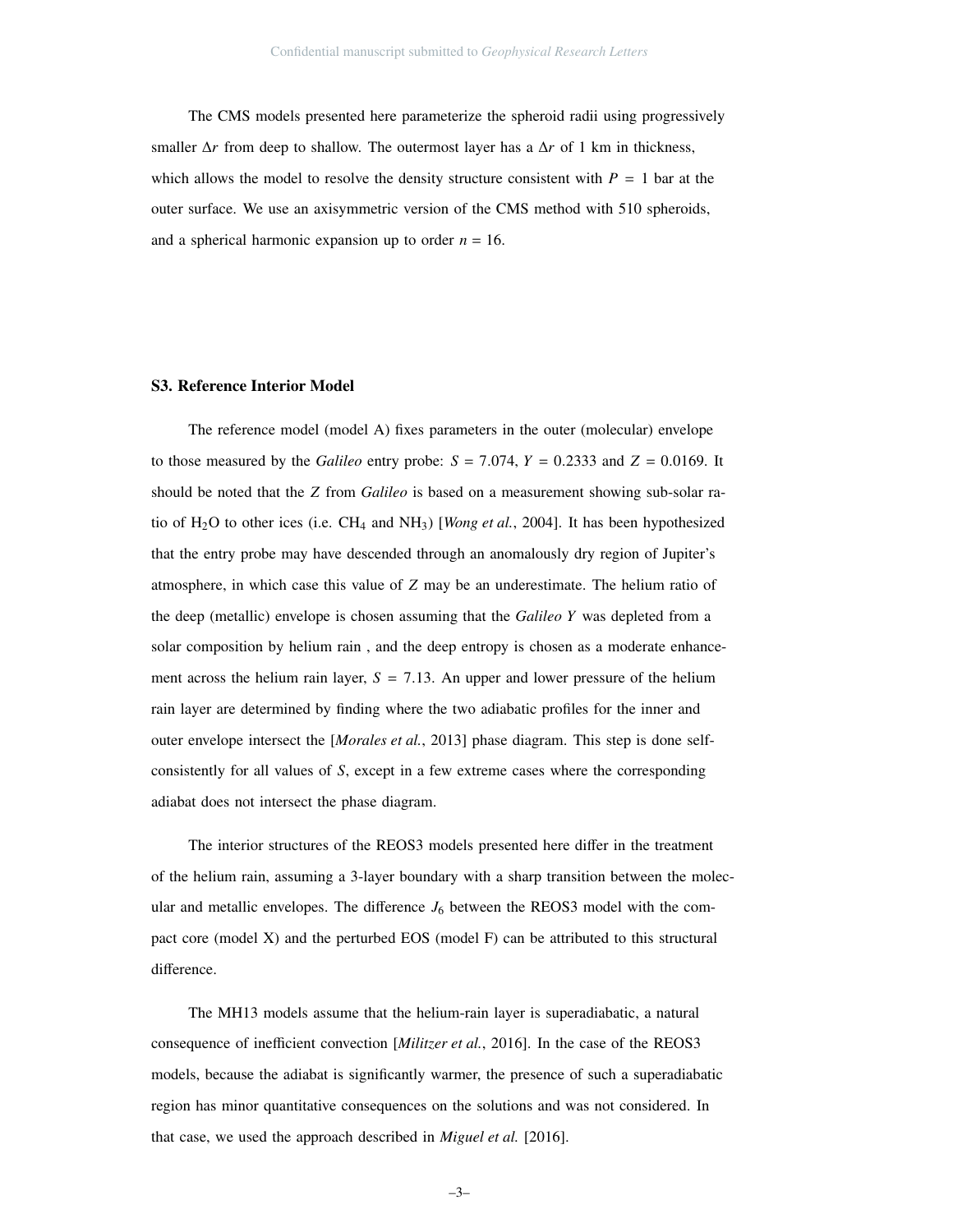The CMS models presented here parameterize the spheroid radii using progressively smaller $\Delta r$ from deep to shallow. The outermost layer has a $\Delta r$ of 1 km in thickness, which allows the model to resolve the density structure consistent with $P = 1$ bar at the outer surface. We use an axisymmetric version of the CMS method with 510 spheroids, and a spherical harmonic expansion up to order $n = 16$.

## S3. Reference Interior Model

The reference model (model A) fixes parameters in the outer (molecular) envelope to those measured by the *Galileo* entry probe: $S = 7.074$, $Y = 0.2333$ and $Z = 0.0169$. It should be noted that the $Z$ from *Galileo* is based on a measurement showing sub-solar ratio of $H_2O$ to other ices (i.e. $CH_4$ and $NH_3$) [*Wong et al.*, 2004]. It has been hypothesized that the entry probe may have descended through an anomalously dry region of Jupiter's atmosphere, in which case this value of $Z$ may be an underestimate. The helium ratio of the deep (metallic) envelope is chosen assuming that the *Galileo* $Y$ was depleted from a solar composition by helium rain , and the deep entropy is chosen as a moderate enhancement across the helium rain layer, $S = 7.13$. An upper and lower pressure of the helium rain layer are determined by finding where the two adiabatic profiles for the inner and outer envelope intersect the [*Morales et al.*, 2013] phase diagram. This step is done self-consistently for all values of $S$, except in a few extreme cases where the corresponding adiabat does not intersect the phase diagram.

The interior structures of the REOS3 models presented here differ in the treatment of the helium rain, assuming a 3-layer boundary with a sharp transition between the molecular and metallic envelopes. The difference $J_6$ between the REOS3 model with the compact core (model X) and the perturbed EOS (model F) can be attributed to this structural difference.

The MH13 models assume that the helium-rain layer is superadiabatic, a natural consequence of inefficient convection [*Militzer et al.*, 2016]. In the case of the REOS3 models, because the adiabat is significantly warmer, the presence of such a superadiabatic region has minor quantitative consequences on the solutions and was not considered. In that case, we used the approach described in *Miguel et al.* [2016].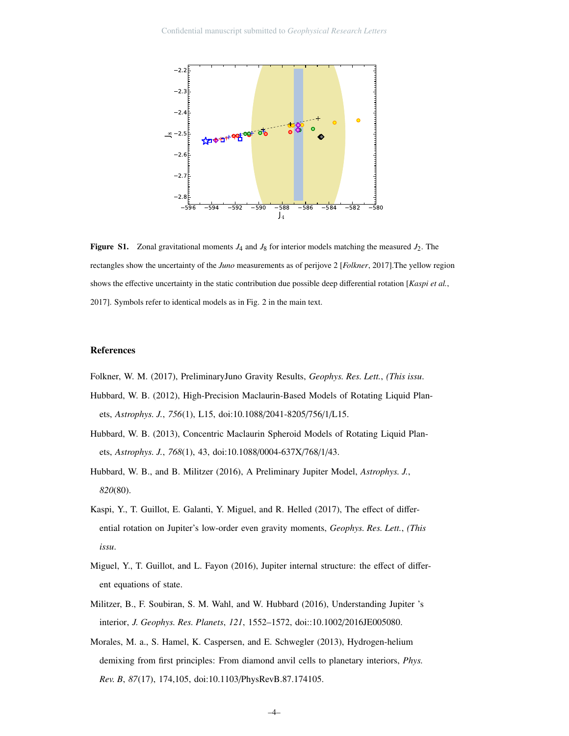**Figure S1.** Zonal gravitational moments $J_4$ and $J_8$ for interior models matching the measured $J_2$. The rectangles show the uncertainty of the *Juno* measurements as of perijove 2 [*Folkner*, 2017].The yellow region shows the effective uncertainty in the static contribution due possible deep differential rotation [*Kaspi et al.*, 2017]. Symbols refer to identical models as in Fig. 2 in the main text.

## References

Folkner, W. M. (2017), PreliminaryJuno Gravity Results, *Geophys. Res. Lett.*, *(This issu*.

Hubbard, W. B. (2012), High-Precision Maclaurin-Based Models of Rotating Liquid Planets, *Astrophys. J.*, *756*(1), L15, doi:10.1088/2041-8205/756/1/L15.

Hubbard, W. B. (2013), Concentric Maclaurin Spheroid Models of Rotating Liquid Planets, *Astrophys. J.*, *768*(1), 43, doi:10.1088/0004-637X/768/1/43.

Hubbard, W. B., and B. Militzer (2016), A Preliminary Jupiter Model, *Astrophys. J.*, *820*(80).

Kaspi, Y., T. Guillot, E. Galanti, Y. Miguel, and R. Helled (2017), The effect of differential rotation on Jupiter's low-order even gravity moments, *Geophys. Res. Lett.*, *(This issu*.

Miguel, Y., T. Guillot, and L. Fayon (2016), Jupiter internal structure: the effect of different equations of state.

Militzer, B., F. Soubiran, S. M. Wahl, and W. Hubbard (2016), Understanding Jupiter 's interior, *J. Geophys. Res. Planets*, *121*, 1552–1572, doi::10.1002/2016JE005080.

Morales, M. a., S. Hamel, K. Caspersen, and E. Schwegler (2013), Hydrogen-helium demixing from first principles: From diamond anvil cells to planetary interiors, *Phys. Rev. B*, *87*(17), 174,105, doi:10.1103/PhysRevB.87.174105.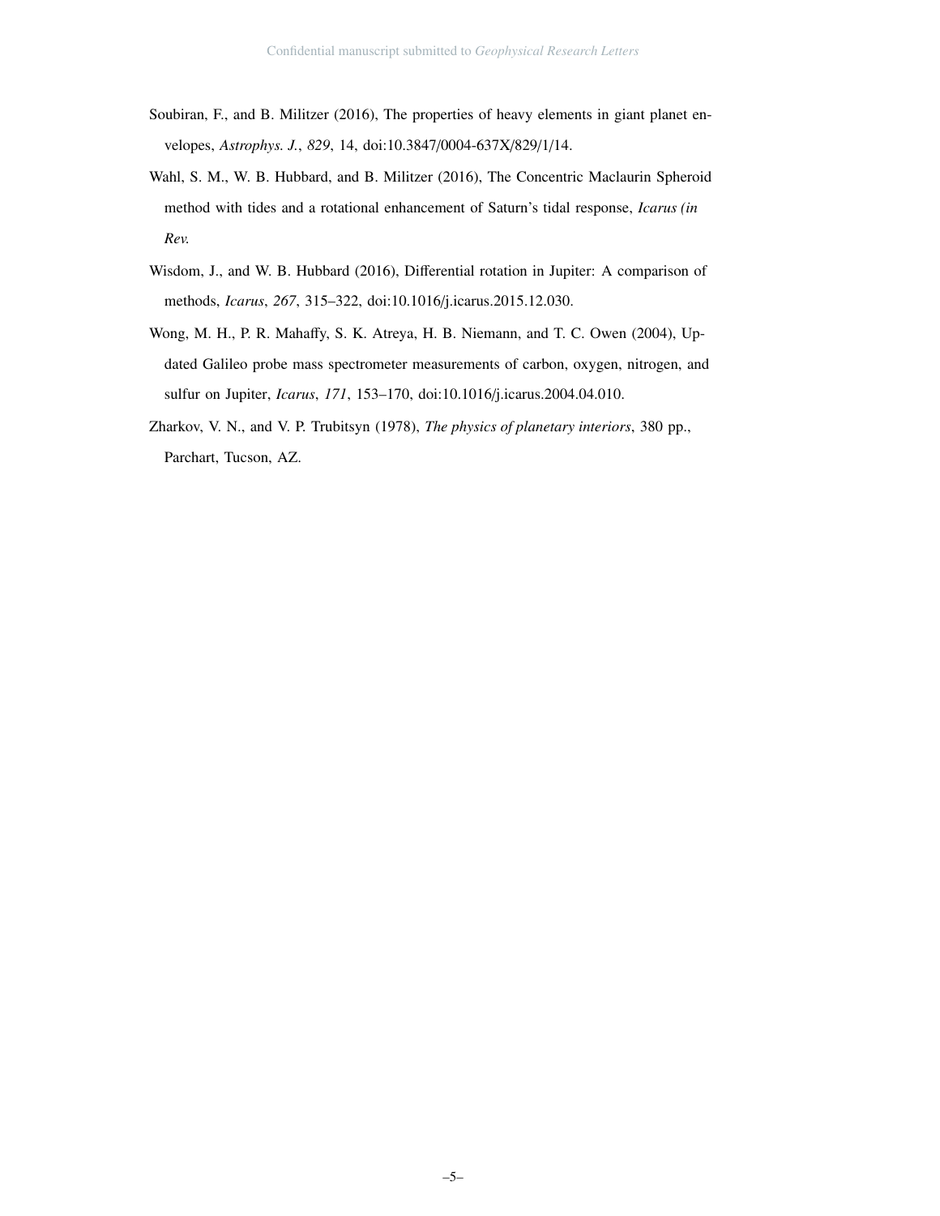Soubiran, F., and B. Militzer (2016), The properties of heavy elements in giant planet envelopes, *Astrophys. J.*, *829*, 14, doi:10.3847/0004-637X/829/1/14.

Wahl, S. M., W. B. Hubbard, and B. Militzer (2016), The Concentric Maclaurin Spheroid method with tides and a rotational enhancement of Saturn's tidal response, *Icarus (in Rev.*

Wisdom, J., and W. B. Hubbard (2016), Differential rotation in Jupiter: A comparison of methods, *Icarus*, *267*, 315–322, doi:10.1016/j.icarus.2015.12.030.

Wong, M. H., P. R. Mahaffy, S. K. Atreya, H. B. Niemann, and T. C. Owen (2004), Updated Galileo probe mass spectrometer measurements of carbon, oxygen, nitrogen, and sulfur on Jupiter, *Icarus*, *171*, 153–170, doi:10.1016/j.icarus.2004.04.010.

Zharkov, V. N., and V. P. Trubitsyn (1978), *The physics of planetary interiors*, 380 pp., Parchart, Tucson, AZ.